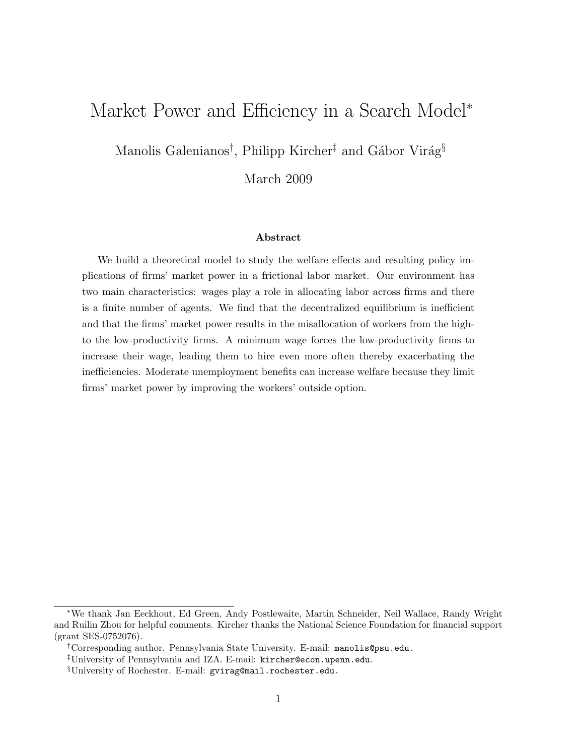# Market Power and Efficiency in a Search Model[*]

Manolis Galenianos[†], Philipp Kircher[‡] and Gábor Virág[§]

March 2009

### Abstract

We build a theoretical model to study the welfare effects and resulting policy implications of firms' market power in a frictional labor market. Our environment has two main characteristics: wages play a role in allocating labor across firms and there is a finite number of agents. We find that the decentralized equilibrium is inefficient and that the firms' market power results in the misallocation of workers from the high- to the low-productivity firms. A minimum wage forces the low-productivity firms to increase their wage, leading them to hire even more often thereby exacerbating the inefficiencies. Moderate unemployment benefits can increase welfare because they limit firms' market power by improving the workers' outside option.

---

[*] We thank Jan Eeckhout, Ed Green, Andy Postlewaite, Martin Schneider, Neil Wallace, Randy Wright and Ruilin Zhou for helpful comments. Kircher thanks the National Science Foundation for financial support (grant SES-0752076).

[†] Corresponding author. Pennsylvania State University. E-mail: manolis@psu.edu.

[‡] University of Pennsylvania and IZA. E-mail: kircher@econ.upenn.edu.

[§] University of Rochester. E-mail: gvirag@mail.rochester.edu.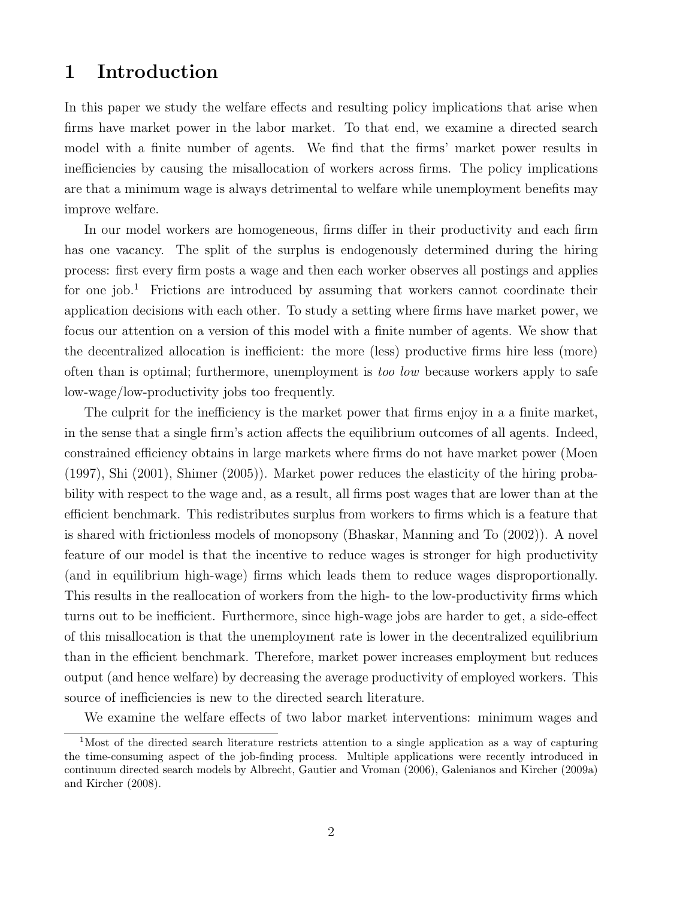# 1 Introduction

In this paper we study the welfare effects and resulting policy implications that arise when firms have market power in the labor market. To that end, we examine a directed search model with a finite number of agents. We find that the firms' market power results in inefficiencies by causing the misallocation of workers across firms. The policy implications are that a minimum wage is always detrimental to welfare while unemployment benefits may improve welfare.

In our model workers are homogeneous, firms differ in their productivity and each firm has one vacancy. The split of the surplus is endogenously determined during the hiring process: first every firm posts a wage and then each worker observes all postings and applies for one job.[1] Frictions are introduced by assuming that workers cannot coordinate their application decisions with each other. To study a setting where firms have market power, we focus our attention on a version of this model with a finite number of agents. We show that the decentralized allocation is inefficient: the more (less) productive firms hire less (more) often than is optimal; furthermore, unemployment is *too low* because workers apply to safe low-wage/low-productivity jobs too frequently.

The culprit for the inefficiency is the market power that firms enjoy in a a finite market, in the sense that a single firm's action affects the equilibrium outcomes of all agents. Indeed, constrained efficiency obtains in large markets where firms do not have market power (Moen (1997), Shi (2001), Shimer (2005)). Market power reduces the elasticity of the hiring probability with respect to the wage and, as a result, all firms post wages that are lower than at the efficient benchmark. This redistributes surplus from workers to firms which is a feature that is shared with frictionless models of monopsony (Bhaskar, Manning and To (2002)). A novel feature of our model is that the incentive to reduce wages is stronger for high productivity (and in equilibrium high-wage) firms which leads them to reduce wages disproportionally. This results in the reallocation of workers from the high- to the low-productivity firms which turns out to be inefficient. Furthermore, since high-wage jobs are harder to get, a side-effect of this misallocation is that the unemployment rate is lower in the decentralized equilibrium than in the efficient benchmark. Therefore, market power increases employment but reduces output (and hence welfare) by decreasing the average productivity of employed workers. This source of inefficiencies is new to the directed search literature.

We examine the welfare effects of two labor market interventions: minimum wages and

[1] Most of the directed search literature restricts attention to a single application as a way of capturing the time-consuming aspect of the job-finding process. Multiple applications were recently introduced in continuum directed search models by Albrecht, Gautier and Vroman (2006), Galenianos and Kircher (2009a) and Kircher (2008).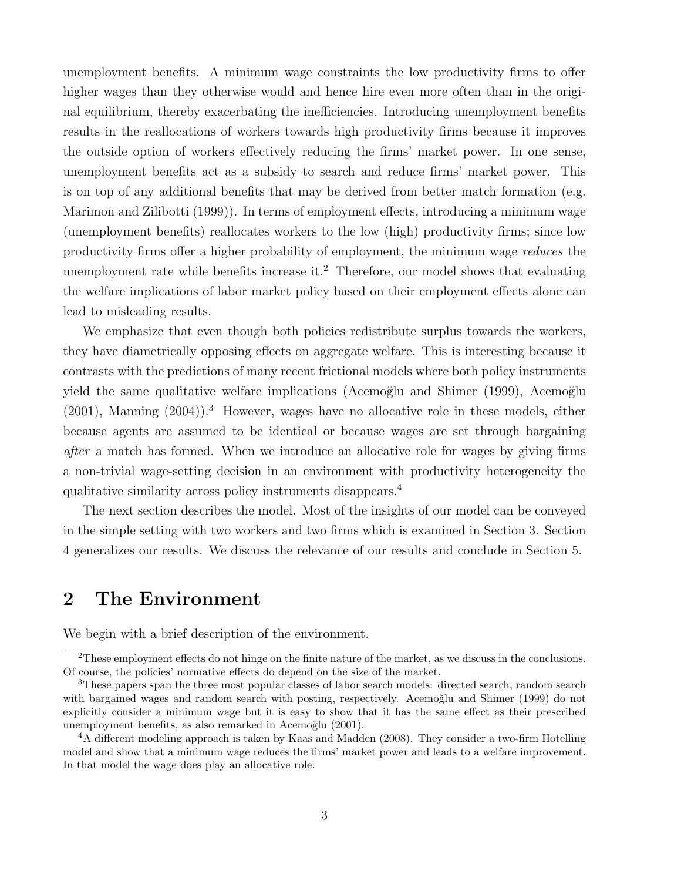unemployment benefits. A minimum wage constraints the low productivity firms to offer higher wages than they otherwise would and hence hire even more often than in the original equilibrium, thereby exacerbating the inefficiencies. Introducing unemployment benefits results in the reallocations of workers towards high productivity firms because it improves the outside option of workers effectively reducing the firms' market power. In one sense, unemployment benefits act as a subsidy to search and reduce firms' market power. This is on top of any additional benefits that may be derived from better match formation (e.g. Marimon and Zilibotti (1999)). In terms of employment effects, introducing a minimum wage (unemployment benefits) reallocates workers to the low (high) productivity firms; since low productivity firms offer a higher probability of employment, the minimum wage *reduces* the unemployment rate while benefits increase it.[2] Therefore, our model shows that evaluating the welfare implications of labor market policy based on their employment effects alone can lead to misleading results.

We emphasize that even though both policies redistribute surplus towards the workers, they have diametrically opposing effects on aggregate welfare. This is interesting because it contrasts with the predictions of many recent frictional models where both policy instruments yield the same qualitative welfare implications (Acemoğlu and Shimer (1999), Acemoğlu (2001), Manning (2004)).[3] However, wages have no allocative role in these models, either because agents are assumed to be identical or because wages are set through bargaining *after* a match has formed. When we introduce an allocative role for wages by giving firms a non-trivial wage-setting decision in an environment with productivity heterogeneity the qualitative similarity across policy instruments disappears.[4]

The next section describes the model. Most of the insights of our model can be conveyed in the simple setting with two workers and two firms which is examined in Section 3. Section 4 generalizes our results. We discuss the relevance of our results and conclude in Section 5.

## 2 The Environment

We begin with a brief description of the environment.

[2] These employment effects do not hinge on the finite nature of the market, as we discuss in the conclusions. Of course, the policies' normative effects do depend on the size of the market.

[3] These papers span the three most popular classes of labor search models: directed search, random search with bargained wages and random search with posting, respectively. Acemoğlu and Shimer (1999) do not explicitly consider a minimum wage but it is easy to show that it has the same effect as their prescribed unemployment benefits, as also remarked in Acemoğlu (2001).

[4] A different modeling approach is taken by Kaas and Madden (2008). They consider a two-firm Hotelling model and show that a minimum wage reduces the firms' market power and leads to a welfare improvement. In that model the wage does play an allocative role.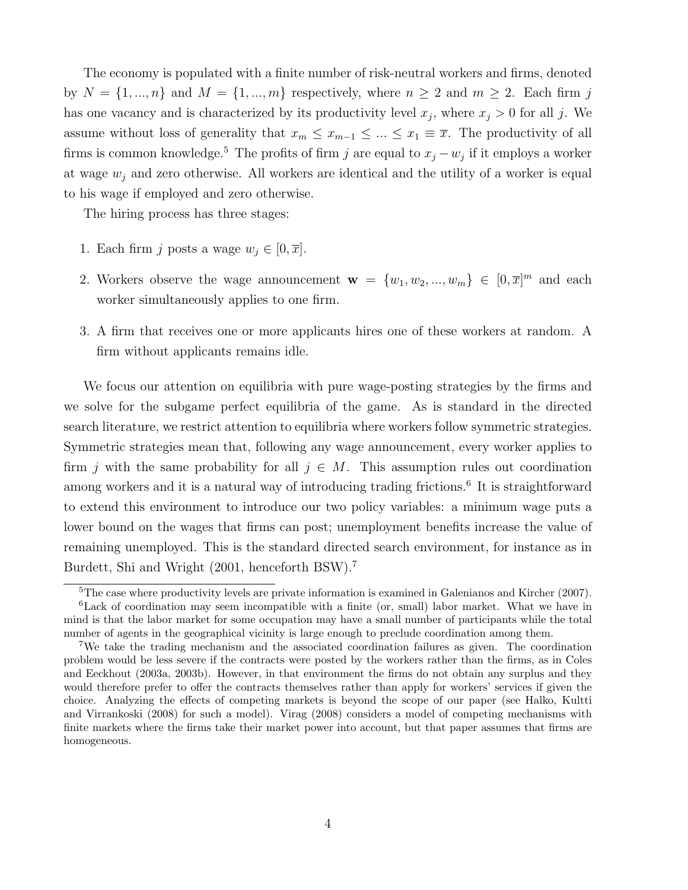The economy is populated with a finite number of risk-neutral workers and firms, denoted by $N = \{1, ..., n\}$ and $M = \{1, ..., m\}$ respectively, where $n \geq 2$ and $m \geq 2$. Each firm $j$ has one vacancy and is characterized by its productivity level $x_j$, where $x_j > 0$ for all $j$. We assume without loss of generality that $x_m \leq x_{m-1} \leq ... \leq x_1 \equiv \overline{x}$. The productivity of all firms is common knowledge.[5] The profits of firm $j$ are equal to $x_j - w_j$ if it employs a worker at wage $w_j$ and zero otherwise. All workers are identical and the utility of a worker is equal to his wage if employed and zero otherwise.

The hiring process has three stages:

1. Each firm $j$ posts a wage $w_j \in [0, \overline{x}]$.
2. Workers observe the wage announcement $\mathbf{w} = \{w_1, w_2, ..., w_m\} \in [0, \overline{x}]^m$ and each worker simultaneously applies to one firm.
3. A firm that receives one or more applicants hires one of these workers at random. A firm without applicants remains idle.

We focus our attention on equilibria with pure wage-posting strategies by the firms and we solve for the subgame perfect equilibria of the game. As is standard in the directed search literature, we restrict attention to equilibria where workers follow symmetric strategies. Symmetric strategies mean that, following any wage announcement, every worker applies to firm $j$ with the same probability for all $j \in M$. This assumption rules out coordination among workers and it is a natural way of introducing trading frictions.[6] It is straightforward to extend this environment to introduce our two policy variables: a minimum wage puts a lower bound on the wages that firms can post; unemployment benefits increase the value of remaining unemployed. This is the standard directed search environment, for instance as in Burdett, Shi and Wright (2001, henceforth BSW).[7]

[5] The case where productivity levels are private information is examined in Galenianos and Kircher (2007).

[6] Lack of coordination may seem incompatible with a finite (or, small) labor market. What we have in mind is that the labor market for some occupation may have a small number of participants while the total number of agents in the geographical vicinity is large enough to preclude coordination among them.

[7] We take the trading mechanism and the associated coordination failures as given. The coordination problem would be less severe if the contracts were posted by the workers rather than the firms, as in Coles and Eeckhout (2003a, 2003b). However, in that environment the firms do not obtain any surplus and they would therefore prefer to offer the contracts themselves rather than apply for workers' services if given the choice. Analyzing the effects of competing markets is beyond the scope of our paper (see Halko, Kultti and Virrankoski (2008) for such a model). Virag (2008) considers a model of competing mechanisms with finite markets where the firms take their market power into account, but that paper assumes that firms are homogeneous.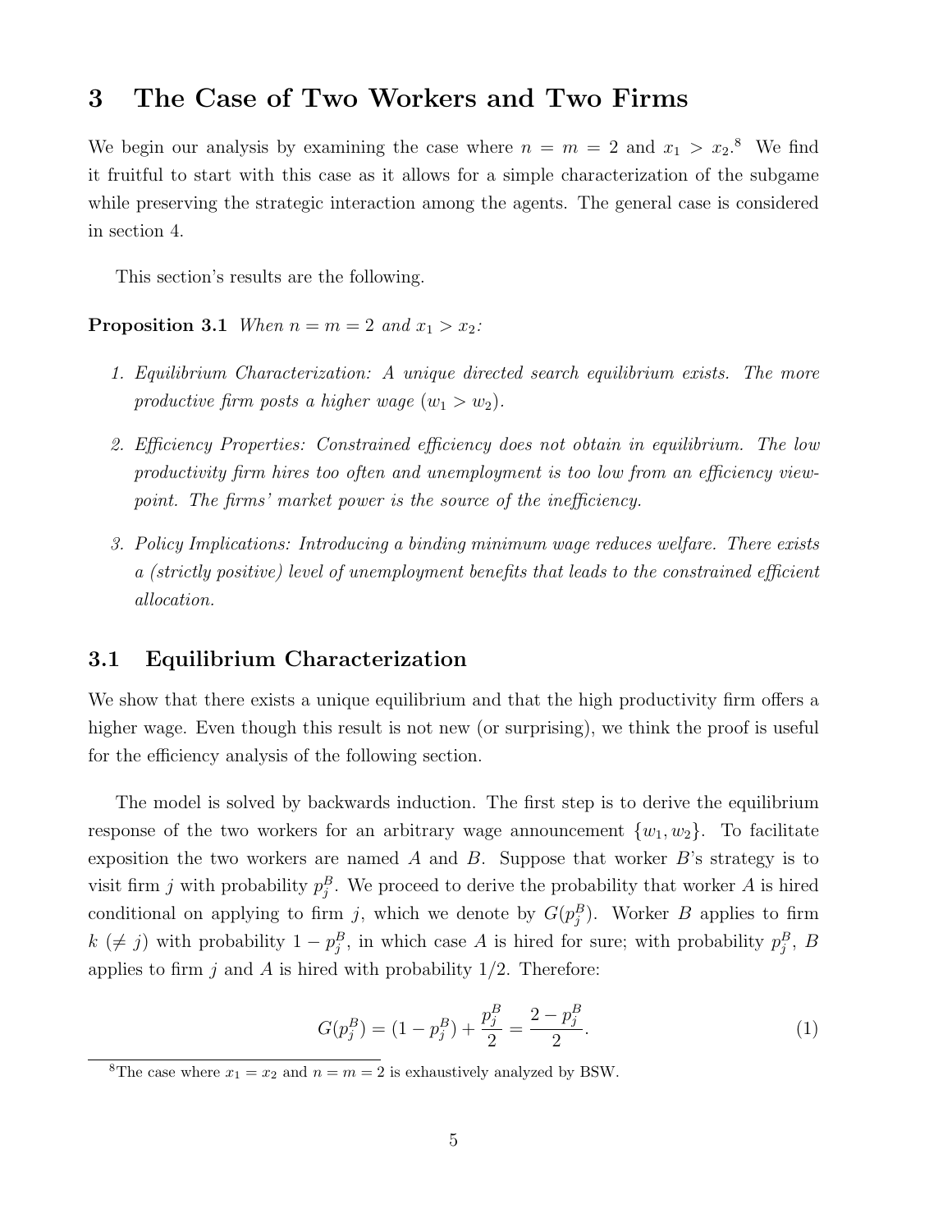# 3 The Case of Two Workers and Two Firms

We begin our analysis by examining the case where $n = m = 2$ and $x_1 > x_2$.[8] We find it fruitful to start with this case as it allows for a simple characterization of the subgame while preserving the strategic interaction among the agents. The general case is considered in section 4.

This section's results are the following.

**Proposition 3.1** *When $n = m = 2$ and $x_1 > x_2$:*

1. *Equilibrium Characterization: A unique directed search equilibrium exists. The more productive firm posts a higher wage ($w_1 > w_2$).*
2. *Efficiency Properties: Constrained efficiency does not obtain in equilibrium. The low productivity firm hires too often and unemployment is too low from an efficiency viewpoint. The firms' market power is the source of the inefficiency.*
3. *Policy Implications: Introducing a binding minimum wage reduces welfare. There exists a (strictly positive) level of unemployment benefits that leads to the constrained efficient allocation.*

## 3.1 Equilibrium Characterization

We show that there exists a unique equilibrium and that the high productivity firm offers a higher wage. Even though this result is not new (or surprising), we think the proof is useful for the efficiency analysis of the following section.

The model is solved by backwards induction. The first step is to derive the equilibrium response of the two workers for an arbitrary wage announcement $\{w_1, w_2\}$. To facilitate exposition the two workers are named $A$ and $B$. Suppose that worker $B$'s strategy is to visit firm $j$ with probability $p_j^B$. We proceed to derive the probability that worker $A$ is hired conditional on applying to firm $j$, which we denote by $G(p_j^B)$. Worker $B$ applies to firm $k$ ($\neq j$) with probability $1 - p_j^B$, in which case $A$ is hired for sure; with probability $p_j^B$, $B$ applies to firm $j$ and $A$ is hired with probability $1/2$. Therefore:

$$G(p_j^B) = (1 - p_j^B) + \frac{p_j^B}{2} = \frac{2 - p_j^B}{2}. \tag{1}$$

[8] The case where $x_1 = x_2$ and $n = m = 2$ is exhaustively analyzed by BSW.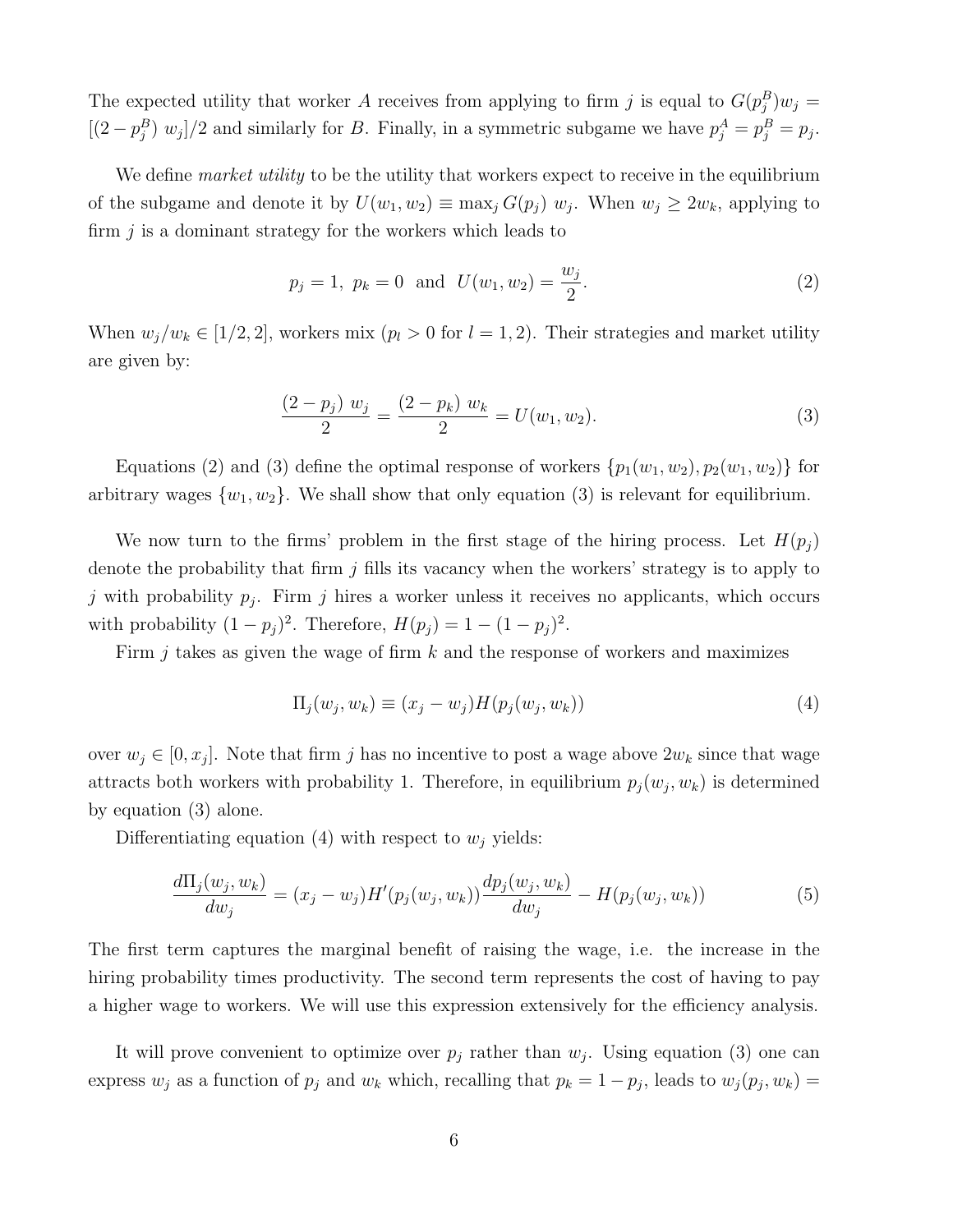The expected utility that worker $A$ receives from applying to firm $j$ is equal to $G(p_j^B)w_j = [(2-p_j^B)\ w_j]/2$ and similarly for $B$. Finally, in a symmetric subgame we have $p_j^A = p_j^B = p_j$.

We define *market utility* to be the utility that workers expect to receive in the equilibrium of the subgame and denote it by $U(w_1, w_2) \equiv \max_j G(p_j)\ w_j$. When $w_j \geq 2w_k$, applying to firm $j$ is a dominant strategy for the workers which leads to

$$p_j = 1,\ p_k = 0 \ \text{ and } \ U(w_1, w_2) = \frac{w_j}{2}. \tag{2}$$

When $w_j/w_k \in [1/2, 2]$, workers mix ($p_l > 0$ for $l = 1, 2$). Their strategies and market utility are given by:

$$\frac{(2-p_j)\ w_j}{2} = \frac{(2-p_k)\ w_k}{2} = U(w_1, w_2). \tag{3}$$

Equations (2) and (3) define the optimal response of workers $\{p_1(w_1, w_2), p_2(w_1, w_2)\}$ for arbitrary wages $\{w_1, w_2\}$. We shall show that only equation (3) is relevant for equilibrium.

We now turn to the firms' problem in the first stage of the hiring process. Let $H(p_j)$ denote the probability that firm $j$ fills its vacancy when the workers' strategy is to apply to $j$ with probability $p_j$. Firm $j$ hires a worker unless it receives no applicants, which occurs with probability $(1-p_j)^2$. Therefore, $H(p_j) = 1 - (1-p_j)^2$.

Firm $j$ takes as given the wage of firm $k$ and the response of workers and maximizes

$$\Pi_j(w_j, w_k) \equiv (x_j - w_j)H(p_j(w_j, w_k)) \tag{4}$$

over $w_j \in [0, x_j]$. Note that firm $j$ has no incentive to post a wage above $2w_k$ since that wage attracts both workers with probability 1. Therefore, in equilibrium $p_j(w_j, w_k)$ is determined by equation (3) alone.

Differentiating equation (4) with respect to $w_j$ yields:

$$\frac{d\Pi_j(w_j, w_k)}{dw_j} = (x_j - w_j)H'(p_j(w_j, w_k))\frac{dp_j(w_j, w_k)}{dw_j} - H(p_j(w_j, w_k)) \tag{5}$$

The first term captures the marginal benefit of raising the wage, i.e. the increase in the hiring probability times productivity. The second term represents the cost of having to pay a higher wage to workers. We will use this expression extensively for the efficiency analysis.

It will prove convenient to optimize over $p_j$ rather than $w_j$. Using equation (3) one can express $w_j$ as a function of $p_j$ and $w_k$ which, recalling that $p_k = 1 - p_j$, leads to $w_j(p_j, w_k) =$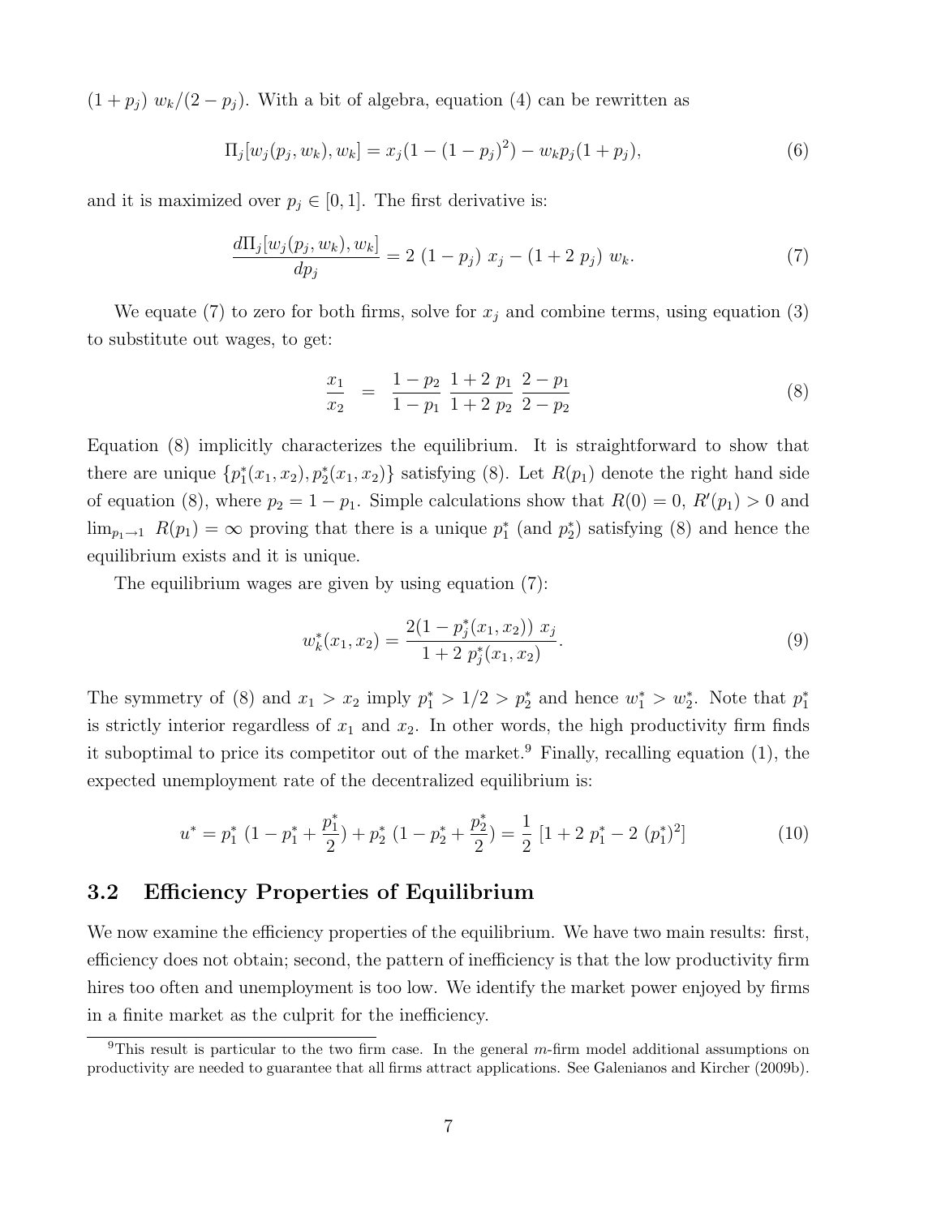$(1 + p_j)\ w_k/(2 - p_j)$. With a bit of algebra, equation (4) can be rewritten as

$$\Pi_j[w_j(p_j, w_k), w_k] = x_j(1 - (1 - p_j)^2) - w_k p_j(1 + p_j), \tag{6}$$

and it is maximized over $p_j \in [0, 1]$. The first derivative is:

$$\frac{d\Pi_j[w_j(p_j, w_k), w_k]}{dp_j} = 2\ (1 - p_j)\ x_j - (1 + 2\ p_j)\ w_k. \tag{7}$$

We equate (7) to zero for both firms, solve for $x_j$ and combine terms, using equation (3) to substitute out wages, to get:

$$\frac{x_1}{x_2} \ = \ \frac{1 - p_2}{1 - p_1}\ \frac{1 + 2\ p_1}{1 + 2\ p_2}\ \frac{2 - p_1}{2 - p_2} \tag{8}$$

Equation (8) implicitly characterizes the equilibrium. It is straightforward to show that there are unique $\{p_1^*(x_1, x_2), p_2^*(x_1, x_2)\}$ satisfying (8). Let $R(p_1)$ denote the right hand side of equation (8), where $p_2 = 1 - p_1$. Simple calculations show that $R(0) = 0$, $R'(p_1) > 0$ and $\lim_{p_1 \to 1}\ R(p_1) = \infty$ proving that there is a unique $p_1^*$ (and $p_2^*$) satisfying (8) and hence the equilibrium exists and it is unique.

The equilibrium wages are given by using equation (7):

$$w_k^*(x_1, x_2) = \frac{2(1 - p_j^*(x_1, x_2))\ x_j}{1 + 2\ p_j^*(x_1, x_2)}. \tag{9}$$

The symmetry of (8) and $x_1 > x_2$ imply $p_1^* > 1/2 > p_2^*$ and hence $w_1^* > w_2^*$. Note that $p_1^*$ is strictly interior regardless of $x_1$ and $x_2$. In other words, the high productivity firm finds it suboptimal to price its competitor out of the market.[9] Finally, recalling equation (1), the expected unemployment rate of the decentralized equilibrium is:

$$u^* = p_1^*\ (1 - p_1^* + \frac{p_1^*}{2}) + p_2^*\ (1 - p_2^* + \frac{p_2^*}{2}) = \frac{1}{2}\ [1 + 2\ p_1^* - 2\ (p_1^*)^2] \tag{10}$$

## 3.2 Efficiency Properties of Equilibrium

We now examine the efficiency properties of the equilibrium. We have two main results: first, efficiency does not obtain; second, the pattern of inefficiency is that the low productivity firm hires too often and unemployment is too low. We identify the market power enjoyed by firms in a finite market as the culprit for the inefficiency.

[9] This result is particular to the two firm case. In the general $m$-firm model additional assumptions on productivity are needed to guarantee that all firms attract applications. See Galenianos and Kircher (2009b).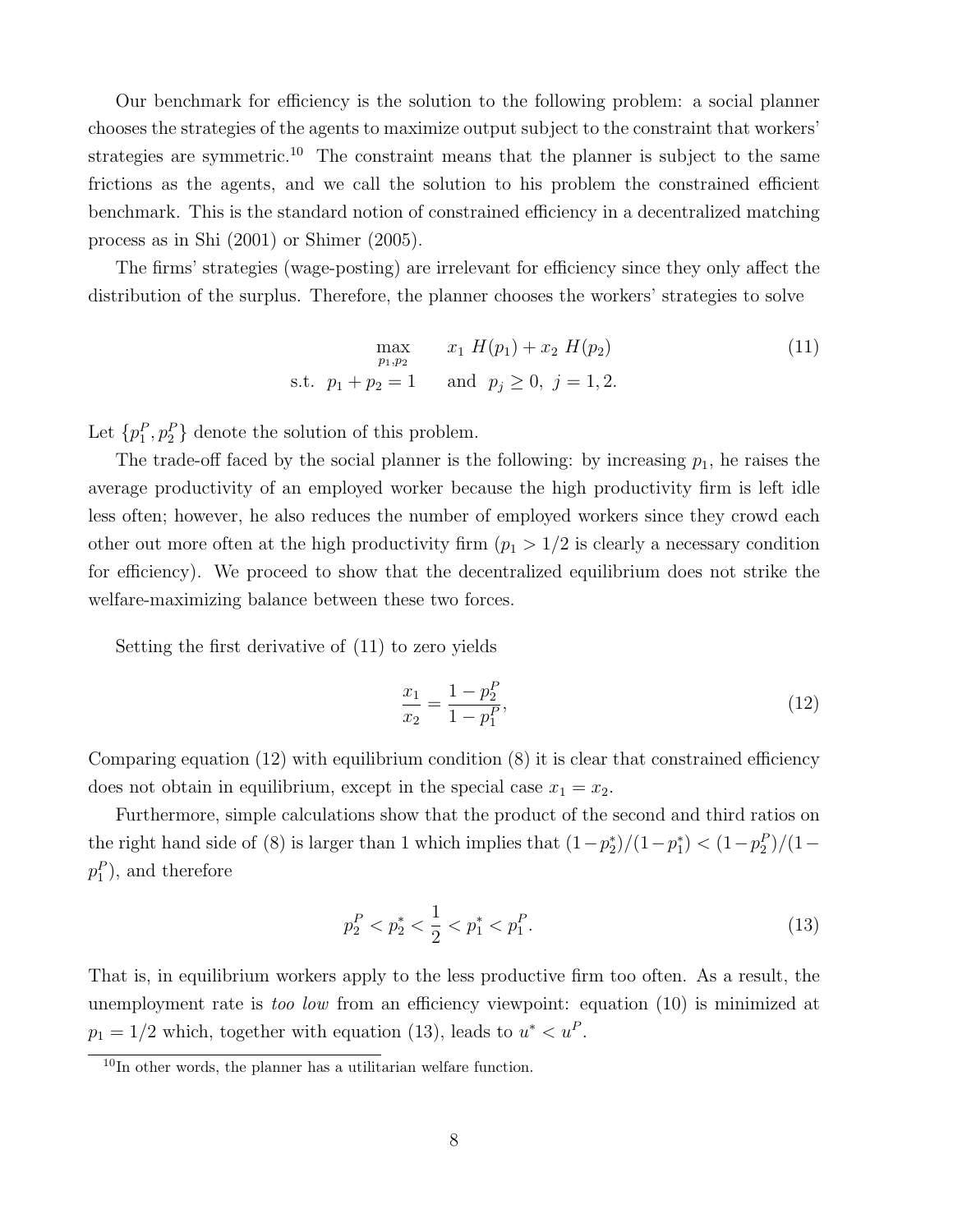Our benchmark for efficiency is the solution to the following problem: a social planner chooses the strategies of the agents to maximize output subject to the constraint that workers' strategies are symmetric.[10] The constraint means that the planner is subject to the same frictions as the agents, and we call the solution to his problem the constrained efficient benchmark. This is the standard notion of constrained efficiency in a decentralized matching process as in Shi (2001) or Shimer (2005).

The firms' strategies (wage-posting) are irrelevant for efficiency since they only affect the distribution of the surplus. Therefore, the planner chooses the workers' strategies to solve

$$\begin{aligned} \max_{p_1,p_2} \quad & x_1 \; H(p_1) + x_2 \; H(p_2) \\ \text{s.t.} \;\; p_1 + p_2 = 1 \quad & \text{and} \;\; p_j \geq 0, \; j = 1, 2. \end{aligned} \tag{11}$$

Let $\{p_1^P, p_2^P\}$ denote the solution of this problem.

The trade-off faced by the social planner is the following: by increasing $p_1$, he raises the average productivity of an employed worker because the high productivity firm is left idle less often; however, he also reduces the number of employed workers since they crowd each other out more often at the high productivity firm ($p_1 > 1/2$ is clearly a necessary condition for efficiency). We proceed to show that the decentralized equilibrium does not strike the welfare-maximizing balance between these two forces.

Setting the first derivative of (11) to zero yields

$$\frac{x_1}{x_2} = \frac{1 - p_2^P}{1 - p_1^P}, \tag{12}$$

Comparing equation (12) with equilibrium condition (8) it is clear that constrained efficiency does not obtain in equilibrium, except in the special case $x_1 = x_2$.

Furthermore, simple calculations show that the product of the second and third ratios on the right hand side of (8) is larger than 1 which implies that $(1-p_2^*)/(1-p_1^*) < (1-p_2^P)/(1-p_1^P)$, and therefore

$$p_2^P < p_2^* < \frac{1}{2} < p_1^* < p_1^P. \tag{13}$$

That is, in equilibrium workers apply to the less productive firm too often. As a result, the unemployment rate is *too low* from an efficiency viewpoint: equation (10) is minimized at $p_1 = 1/2$ which, together with equation (13), leads to $u^* < u^P$.

[10] In other words, the planner has a utilitarian welfare function.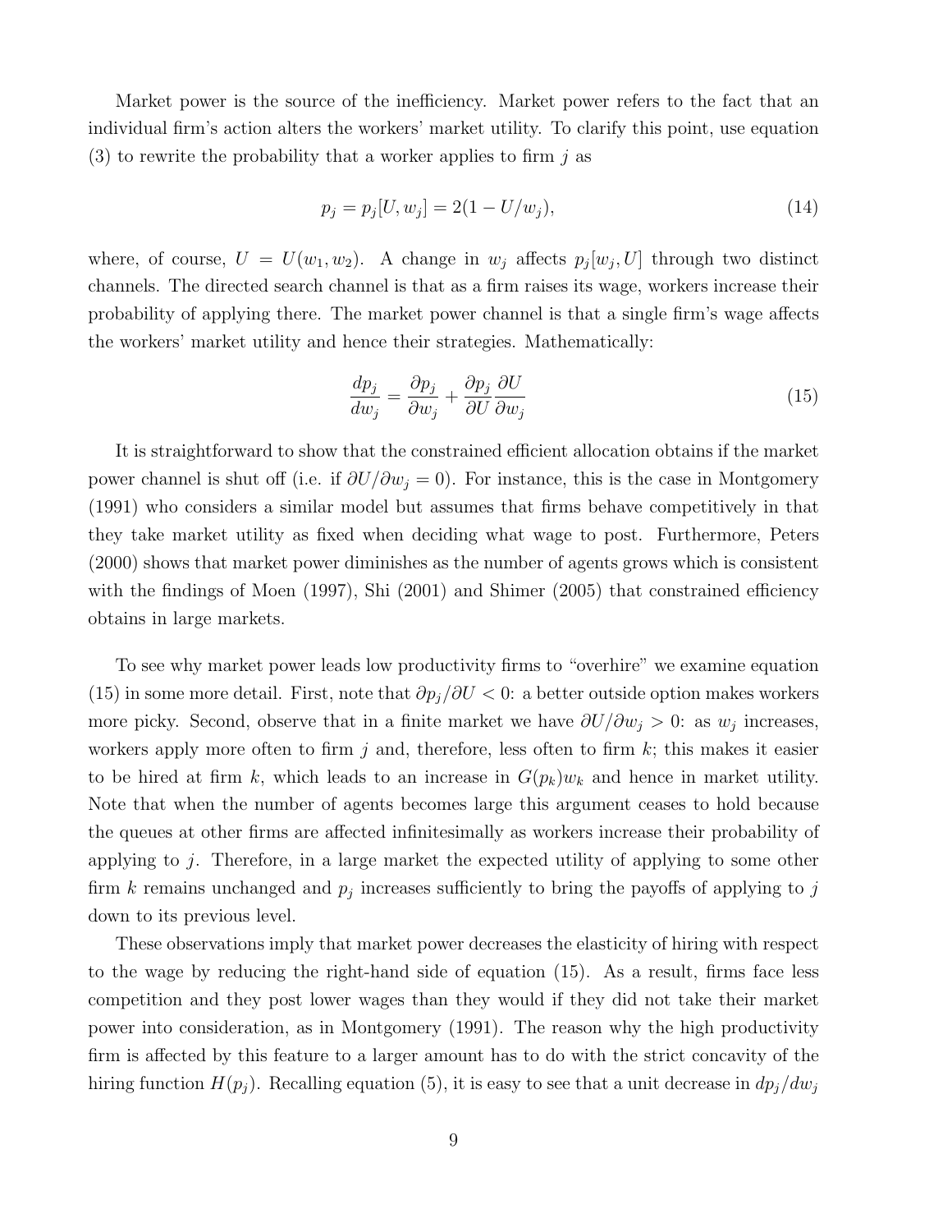Market power is the source of the inefficiency. Market power refers to the fact that an individual firm's action alters the workers' market utility. To clarify this point, use equation (3) to rewrite the probability that a worker applies to firm $j$ as

$$p_j = p_j[U, w_j] = 2(1 - U/w_j), \tag{14}$$

where, of course, $U = U(w_1, w_2)$. A change in $w_j$ affects $p_j[w_j, U]$ through two distinct channels. The directed search channel is that as a firm raises its wage, workers increase their probability of applying there. The market power channel is that a single firm's wage affects the workers' market utility and hence their strategies. Mathematically:

$$\frac{dp_j}{dw_j} = \frac{\partial p_j}{\partial w_j} + \frac{\partial p_j}{\partial U}\frac{\partial U}{\partial w_j} \tag{15}$$

It is straightforward to show that the constrained efficient allocation obtains if the market power channel is shut off (i.e. if $\partial U/\partial w_j = 0$). For instance, this is the case in Montgomery (1991) who considers a similar model but assumes that firms behave competitively in that they take market utility as fixed when deciding what wage to post. Furthermore, Peters (2000) shows that market power diminishes as the number of agents grows which is consistent with the findings of Moen (1997), Shi (2001) and Shimer (2005) that constrained efficiency obtains in large markets.

To see why market power leads low productivity firms to "overhire" we examine equation (15) in some more detail. First, note that $\partial p_j/\partial U < 0$: a better outside option makes workers more picky. Second, observe that in a finite market we have $\partial U/\partial w_j > 0$: as $w_j$ increases, workers apply more often to firm $j$ and, therefore, less often to firm $k$; this makes it easier to be hired at firm $k$, which leads to an increase in $G(p_k)w_k$ and hence in market utility. Note that when the number of agents becomes large this argument ceases to hold because the queues at other firms are affected infinitesimally as workers increase their probability of applying to $j$. Therefore, in a large market the expected utility of applying to some other firm $k$ remains unchanged and $p_j$ increases sufficiently to bring the payoffs of applying to $j$ down to its previous level.

These observations imply that market power decreases the elasticity of hiring with respect to the wage by reducing the right-hand side of equation (15). As a result, firms face less competition and they post lower wages than they would if they did not take their market power into consideration, as in Montgomery (1991). The reason why the high productivity firm is affected by this feature to a larger amount has to do with the strict concavity of the hiring function $H(p_j)$. Recalling equation (5), it is easy to see that a unit decrease in $dp_j/dw_j$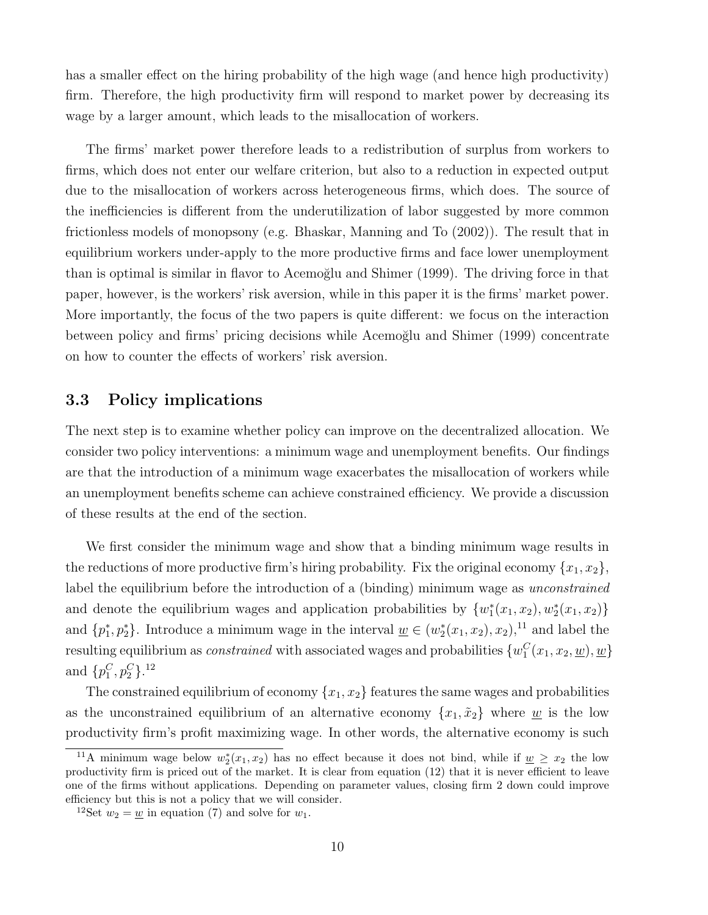has a smaller effect on the hiring probability of the high wage (and hence high productivity) firm. Therefore, the high productivity firm will respond to market power by decreasing its wage by a larger amount, which leads to the misallocation of workers.

The firms' market power therefore leads to a redistribution of surplus from workers to firms, which does not enter our welfare criterion, but also to a reduction in expected output due to the misallocation of workers across heterogeneous firms, which does. The source of the inefficiencies is different from the underutilization of labor suggested by more common frictionless models of monopsony (e.g. Bhaskar, Manning and To (2002)). The result that in equilibrium workers under-apply to the more productive firms and face lower unemployment than is optimal is similar in flavor to Acemoğlu and Shimer (1999). The driving force in that paper, however, is the workers' risk aversion, while in this paper it is the firms' market power. More importantly, the focus of the two papers is quite different: we focus on the interaction between policy and firms' pricing decisions while Acemoğlu and Shimer (1999) concentrate on how to counter the effects of workers' risk aversion.

### 3.3 Policy implications

The next step is to examine whether policy can improve on the decentralized allocation. We consider two policy interventions: a minimum wage and unemployment benefits. Our findings are that the introduction of a minimum wage exacerbates the misallocation of workers while an unemployment benefits scheme can achieve constrained efficiency. We provide a discussion of these results at the end of the section.

We first consider the minimum wage and show that a binding minimum wage results in the reductions of more productive firm's hiring probability. Fix the original economy $\{x_1, x_2\}$, label the equilibrium before the introduction of a (binding) minimum wage as *unconstrained* and denote the equilibrium wages and application probabilities by $\{w_1^*(x_1, x_2), w_2^*(x_1, x_2)\}$ and $\{p_1^*, p_2^*\}$. Introduce a minimum wage in the interval $\underline{w} \in (w_2^*(x_1, x_2), x_2)$,[11] and label the resulting equilibrium as *constrained* with associated wages and probabilities $\{w_1^C(x_1, x_2, \underline{w}), \underline{w}\}$ and $\{p_1^C, p_2^C\}$.[12]

The constrained equilibrium of economy $\{x_1, x_2\}$ features the same wages and probabilities as the unconstrained equilibrium of an alternative economy $\{x_1, \tilde{x}_2\}$ where $\underline{w}$ is the low productivity firm's profit maximizing wage. In other words, the alternative economy is such

[11] A minimum wage below $w_2^*(x_1, x_2)$ has no effect because it does not bind, while if $\underline{w} \geq x_2$ the low productivity firm is priced out of the market. It is clear from equation (12) that it is never efficient to leave one of the firms without applications. Depending on parameter values, closing firm 2 down could improve efficiency but this is not a policy that we will consider.

[12] Set $w_2 = \underline{w}$ in equation (7) and solve for $w_1$.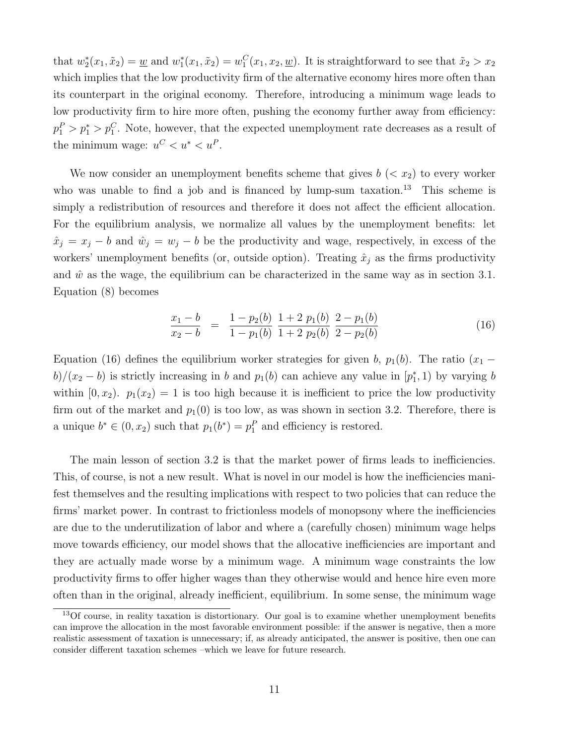that $w_2^*(x_1, \tilde{x}_2) = \underline{w}$ and $w_1^*(x_1, \tilde{x}_2) = w_1^C(x_1, x_2, \underline{w})$. It is straightforward to see that $\tilde{x}_2 > x_2$ which implies that the low productivity firm of the alternative economy hires more often than its counterpart in the original economy. Therefore, introducing a minimum wage leads to low productivity firm to hire more often, pushing the economy further away from efficiency: $p_1^P > p_1^* > p_1^C$. Note, however, that the expected unemployment rate decreases as a result of the minimum wage: $u^C < u^* < u^P$.

We now consider an unemployment benefits scheme that gives $b$ ($< x_2$) to every worker who was unable to find a job and is financed by lump-sum taxation.[13] This scheme is simply a redistribution of resources and therefore it does not affect the efficient allocation. For the equilibrium analysis, we normalize all values by the unemployment benefits: let $\hat{x}_j = x_j - b$ and $\hat{w}_j = w_j - b$ be the productivity and wage, respectively, in excess of the workers' unemployment benefits (or, outside option). Treating $\hat{x}_j$ as the firms productivity and $\hat{w}$ as the wage, the equilibrium can be characterized in the same way as in section 3.1. Equation (8) becomes

$$\frac{x_1 - b}{x_2 - b} = \frac{1 - p_2(b)}{1 - p_1(b)} \frac{1 + 2\, p_1(b)}{1 + 2\, p_2(b)} \frac{2 - p_1(b)}{2 - p_2(b)} \tag{16}$$

Equation (16) defines the equilibrium worker strategies for given $b$, $p_1(b)$. The ratio $(x_1 - b)/(x_2 - b)$ is strictly increasing in $b$ and $p_1(b)$ can achieve any value in $[p_1^*, 1)$ by varying $b$ within $[0, x_2)$. $p_1(x_2) = 1$ is too high because it is inefficient to price the low productivity firm out of the market and $p_1(0)$ is too low, as was shown in section 3.2. Therefore, there is a unique $b^* \in (0, x_2)$ such that $p_1(b^*) = p_1^P$ and efficiency is restored.

The main lesson of section 3.2 is that the market power of firms leads to inefficiencies. This, of course, is not a new result. What is novel in our model is how the inefficiencies manifest themselves and the resulting implications with respect to two policies that can reduce the firms' market power. In contrast to frictionless models of monopsony where the inefficiencies are due to the underutilization of labor and where a (carefully chosen) minimum wage helps move towards efficiency, our model shows that the allocative inefficiencies are important and they are actually made worse by a minimum wage. A minimum wage constraints the low productivity firms to offer higher wages than they otherwise would and hence hire even more often than in the original, already inefficient, equilibrium. In some sense, the minimum wage

[13] Of course, in reality taxation is distortionary. Our goal is to examine whether unemployment benefits can improve the allocation in the most favorable environment possible: if the answer is negative, then a more realistic assessment of taxation is unnecessary; if, as already anticipated, the answer is positive, then one can consider different taxation schemes –which we leave for future research.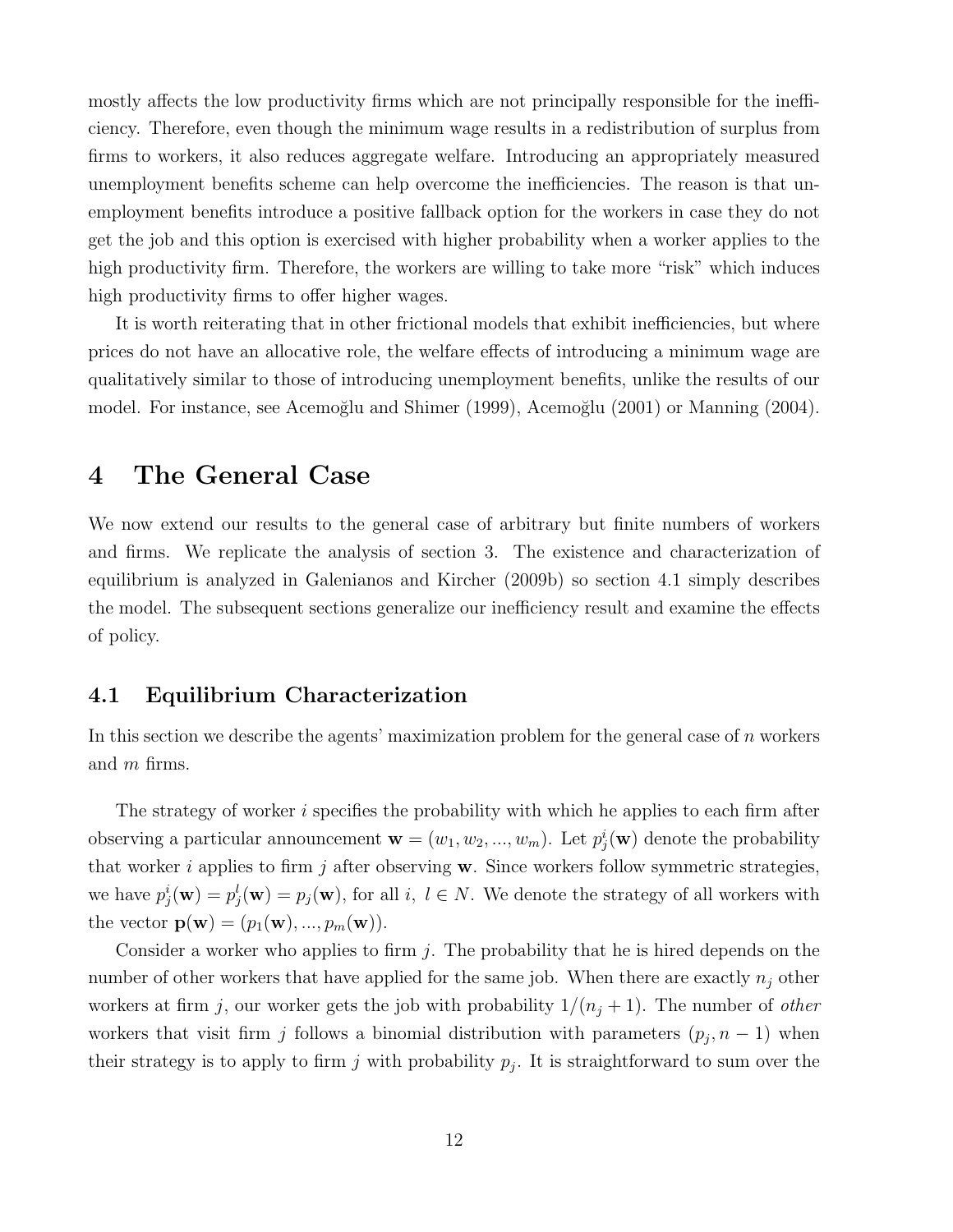mostly affects the low productivity firms which are not principally responsible for the inefficiency. Therefore, even though the minimum wage results in a redistribution of surplus from firms to workers, it also reduces aggregate welfare. Introducing an appropriately measured unemployment benefits scheme can help overcome the inefficiencies. The reason is that unemployment benefits introduce a positive fallback option for the workers in case they do not get the job and this option is exercised with higher probability when a worker applies to the high productivity firm. Therefore, the workers are willing to take more "risk" which induces high productivity firms to offer higher wages.

It is worth reiterating that in other frictional models that exhibit inefficiencies, but where prices do not have an allocative role, the welfare effects of introducing a minimum wage are qualitatively similar to those of introducing unemployment benefits, unlike the results of our model. For instance, see Acemoğlu and Shimer (1999), Acemoğlu (2001) or Manning (2004).

# 4 The General Case

We now extend our results to the general case of arbitrary but finite numbers of workers and firms. We replicate the analysis of section 3. The existence and characterization of equilibrium is analyzed in Galenianos and Kircher (2009b) so section 4.1 simply describes the model. The subsequent sections generalize our inefficiency result and examine the effects of policy.

## 4.1 Equilibrium Characterization

In this section we describe the agents' maximization problem for the general case of $n$ workers and $m$ firms.

The strategy of worker $i$ specifies the probability with which he applies to each firm after observing a particular announcement $\mathbf{w} = (w_1, w_2, ..., w_m)$. Let $p_j^i(\mathbf{w})$ denote the probability that worker $i$ applies to firm $j$ after observing $\mathbf{w}$. Since workers follow symmetric strategies, we have $p_j^i(\mathbf{w}) = p_j^l(\mathbf{w}) = p_j(\mathbf{w})$, for all $i,\ l \in N$. We denote the strategy of all workers with the vector $\mathbf{p}(\mathbf{w}) = (p_1(\mathbf{w}), ..., p_m(\mathbf{w}))$.

Consider a worker who applies to firm $j$. The probability that he is hired depends on the number of other workers that have applied for the same job. When there are exactly $n_j$ other workers at firm $j$, our worker gets the job with probability $1/(n_j + 1)$. The number of *other* workers that visit firm $j$ follows a binomial distribution with parameters $(p_j, n-1)$ when their strategy is to apply to firm $j$ with probability $p_j$. It is straightforward to sum over the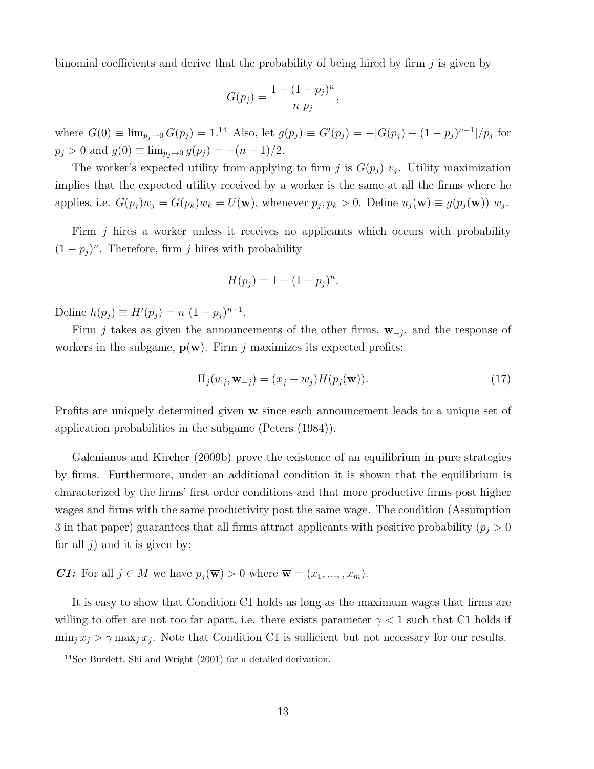binomial coefficients and derive that the probability of being hired by firm $j$ is given by

$$G(p_j) = \frac{1 - (1 - p_j)^n}{n\ p_j},$$

where $G(0) \equiv \lim_{p_j \to 0} G(p_j) = 1$.[14] Also, let $g(p_j) \equiv G'(p_j) = -[G(p_j) - (1 - p_j)^{n-1}]/p_j$ for $p_j > 0$ and $g(0) \equiv \lim_{p_j \to 0} g(p_j) = -(n-1)/2$.

The worker's expected utility from applying to firm $j$ is $G(p_j)\ v_j$. Utility maximization implies that the expected utility received by a worker is the same at all the firms where he applies, i.e. $G(p_j)w_j = G(p_k)w_k = U(\mathbf{w})$, whenever $p_j, p_k > 0$. Define $u_j(\mathbf{w}) \equiv g(p_j(\mathbf{w}))\ w_j$.

Firm $j$ hires a worker unless it receives no applicants which occurs with probability $(1 - p_j)^n$. Therefore, firm $j$ hires with probability

$$H(p_j) = 1 - (1 - p_j)^n.$$

Define $h(p_j) \equiv H'(p_j) = n\ (1 - p_j)^{n-1}$.

Firm $j$ takes as given the announcements of the other firms, $\mathbf{w}_{-j}$, and the response of workers in the subgame, $\mathbf{p}(\mathbf{w})$. Firm $j$ maximizes its expected profits:

$$\Pi_j(w_j, \mathbf{w}_{-j}) = (x_j - w_j)H(p_j(\mathbf{w})). \tag{17}$$

Profits are uniquely determined given $\mathbf{w}$ since each announcement leads to a unique set of application probabilities in the subgame (Peters (1984)).

Galenianos and Kircher (2009b) prove the existence of an equilibrium in pure strategies by firms. Furthermore, under an additional condition it is shown that the equilibrium is characterized by the firms' first order conditions and that more productive firms post higher wages and firms with the same productivity post the same wage. The condition (Assumption 3 in that paper) guarantees that all firms attract applicants with positive probability ($p_j > 0$ for all $j$) and it is given by:

***C1:*** For all $j \in M$ we have $p_j(\overline{\mathbf{w}}) > 0$ where $\overline{\mathbf{w}} = (x_1, ..., , x_m)$.

It is easy to show that Condition C1 holds as long as the maximum wages that firms are willing to offer are not too far apart, i.e. there exists parameter $\gamma < 1$ such that C1 holds if $\min_j x_j > \gamma \max_j x_j$. Note that Condition C1 is sufficient but not necessary for our results.

[14] See Burdett, Shi and Wright (2001) for a detailed derivation.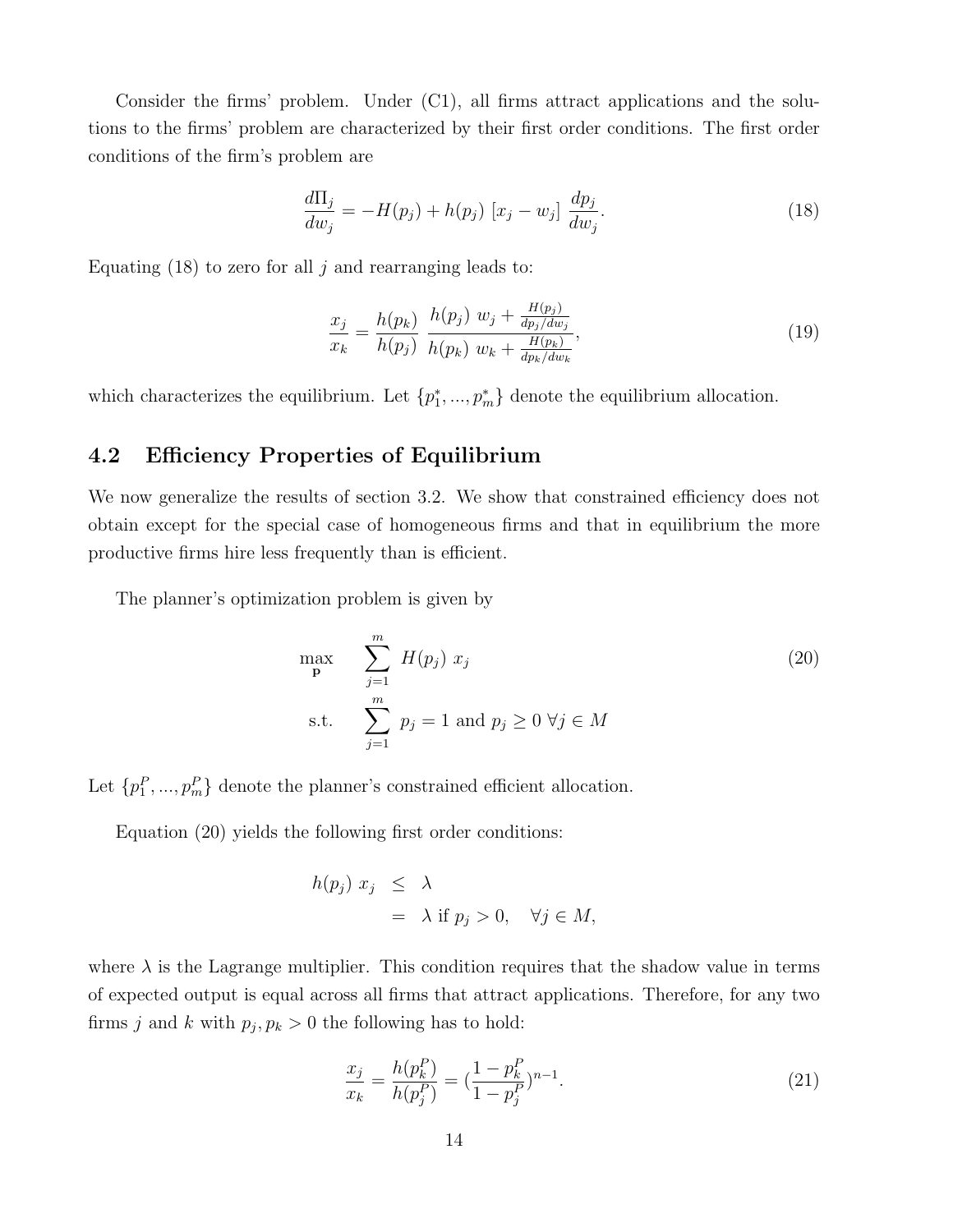Consider the firms' problem. Under (C1), all firms attract applications and the solutions to the firms' problem are characterized by their first order conditions. The first order conditions of the firm's problem are

$$\frac{d\Pi_j}{dw_j} = -H(p_j) + h(p_j)\ [x_j - w_j]\ \frac{dp_j}{dw_j}. \tag{18}$$

Equating (18) to zero for all $j$ and rearranging leads to:

$$\frac{x_j}{x_k} = \frac{h(p_k)}{h(p_j)}\ \frac{h(p_j)\ w_j + \frac{H(p_j)}{dp_j/dw_j}}{h(p_k)\ w_k + \frac{H(p_k)}{dp_k/dw_k}}, \tag{19}$$

which characterizes the equilibrium. Let $\{p_1^*, ..., p_m^*\}$ denote the equilibrium allocation.

## 4.2 Efficiency Properties of Equilibrium

We now generalize the results of section 3.2. We show that constrained efficiency does not obtain except for the special case of homogeneous firms and that in equilibrium the more productive firms hire less frequently than is efficient.

The planner's optimization problem is given by

$$\begin{aligned} \max_{\mathbf{p}} \quad & \sum_{j=1}^{m}\ H(p_j)\ x_j \\ \text{s.t.} \quad & \sum_{j=1}^{m}\ p_j = 1 \text{ and } p_j \geq 0\ \forall j \in M \end{aligned} \tag{20}$$

Let $\{p_1^P, ..., p_m^P\}$ denote the planner's constrained efficient allocation.

Equation (20) yields the following first order conditions:

$$\begin{aligned} h(p_j)\ x_j &\leq \lambda \\ &= \lambda \text{ if } p_j > 0, \quad \forall j \in M, \end{aligned}$$

where $\lambda$ is the Lagrange multiplier. This condition requires that the shadow value in terms of expected output is equal across all firms that attract applications. Therefore, for any two firms $j$ and $k$ with $p_j, p_k > 0$ the following has to hold:

$$\frac{x_j}{x_k} = \frac{h(p_k^P)}{h(p_j^P)} = (\frac{1-p_k^P}{1-p_j^P})^{n-1}. \tag{21}$$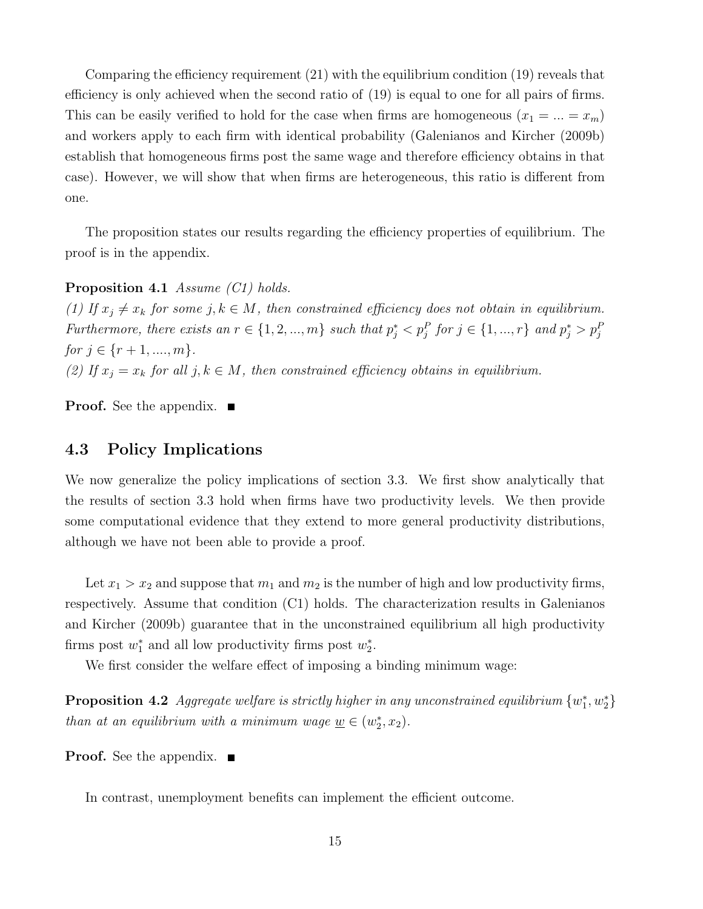Comparing the efficiency requirement (21) with the equilibrium condition (19) reveals that efficiency is only achieved when the second ratio of (19) is equal to one for all pairs of firms. This can be easily verified to hold for the case when firms are homogeneous ($x_1 = ... = x_m$) and workers apply to each firm with identical probability (Galenianos and Kircher (2009b) establish that homogeneous firms post the same wage and therefore efficiency obtains in that case). However, we will show that when firms are heterogeneous, this ratio is different from one.

The proposition states our results regarding the efficiency properties of equilibrium. The proof is in the appendix.

**Proposition 4.1** *Assume (C1) holds.*
*(1) If $x_j \neq x_k$ for some $j, k \in M$, then constrained efficiency does not obtain in equilibrium. Furthermore, there exists an $r \in \{1, 2, ..., m\}$ such that $p_j^* < p_j^P$ for $j \in \{1, ..., r\}$ and $p_j^* > p_j^P$ for $j \in \{r+1, ...., m\}$.*
*(2) If $x_j = x_k$ for all $j, k \in M$, then constrained efficiency obtains in equilibrium.*

**Proof.** See the appendix. ■

### 4.3 Policy Implications

We now generalize the policy implications of section 3.3. We first show analytically that the results of section 3.3 hold when firms have two productivity levels. We then provide some computational evidence that they extend to more general productivity distributions, although we have not been able to provide a proof.

Let $x_1 > x_2$ and suppose that $m_1$ and $m_2$ is the number of high and low productivity firms, respectively. Assume that condition (C1) holds. The characterization results in Galenianos and Kircher (2009b) guarantee that in the unconstrained equilibrium all high productivity firms post $w_1^*$ and all low productivity firms post $w_2^*$.

We first consider the welfare effect of imposing a binding minimum wage:

**Proposition 4.2** *Aggregate welfare is strictly higher in any unconstrained equilibrium $\{w_1^*, w_2^*\}$ than at an equilibrium with a minimum wage $\underline{w} \in (w_2^*, x_2)$.*

**Proof.** See the appendix. ■

In contrast, unemployment benefits can implement the efficient outcome.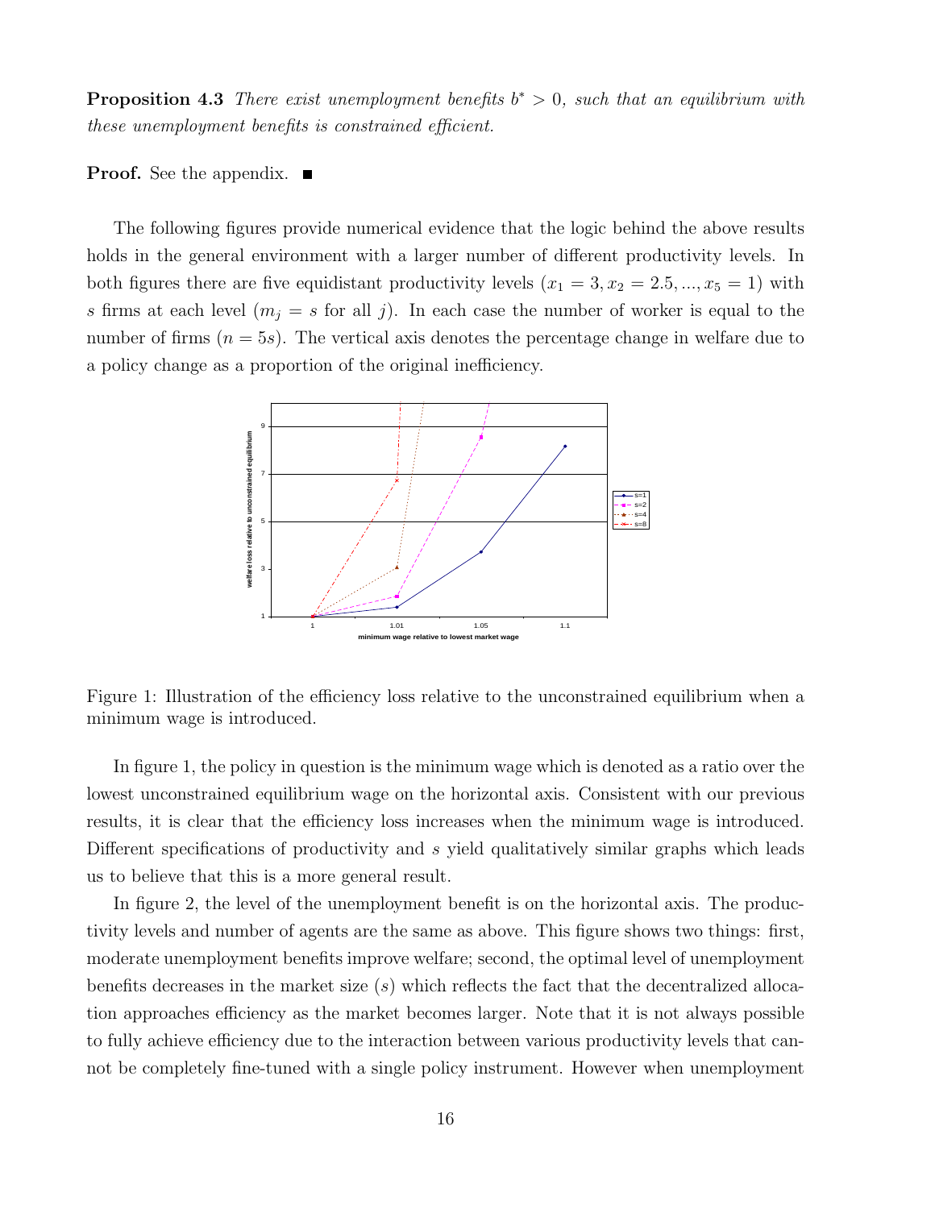**Proposition 4.3** *There exist unemployment benefits $b^* > 0$, such that an equilibrium with these unemployment benefits is constrained efficient.*

**Proof.** See the appendix. ■

The following figures provide numerical evidence that the logic behind the above results holds in the general environment with a larger number of different productivity levels. In both figures there are five equidistant productivity levels ($x_1 = 3, x_2 = 2.5, ..., x_5 = 1$) with $s$ firms at each level ($m_j = s$ for all $j$). In each case the number of worker is equal to the number of firms ($n = 5s$). The vertical axis denotes the percentage change in welfare due to a policy change as a proportion of the original inefficiency.

Figure 1: Illustration of the efficiency loss relative to the unconstrained equilibrium when a minimum wage is introduced.

In figure 1, the policy in question is the minimum wage which is denoted as a ratio over the lowest unconstrained equilibrium wage on the horizontal axis. Consistent with our previous results, it is clear that the efficiency loss increases when the minimum wage is introduced. Different specifications of productivity and $s$ yield qualitatively similar graphs which leads us to believe that this is a more general result.

In figure 2, the level of the unemployment benefit is on the horizontal axis. The productivity levels and number of agents are the same as above. This figure shows two things: first, moderate unemployment benefits improve welfare; second, the optimal level of unemployment benefits decreases in the market size ($s$) which reflects the fact that the decentralized allocation approaches efficiency as the market becomes larger. Note that it is not always possible to fully achieve efficiency due to the interaction between various productivity levels that cannot be completely fine-tuned with a single policy instrument. However when unemployment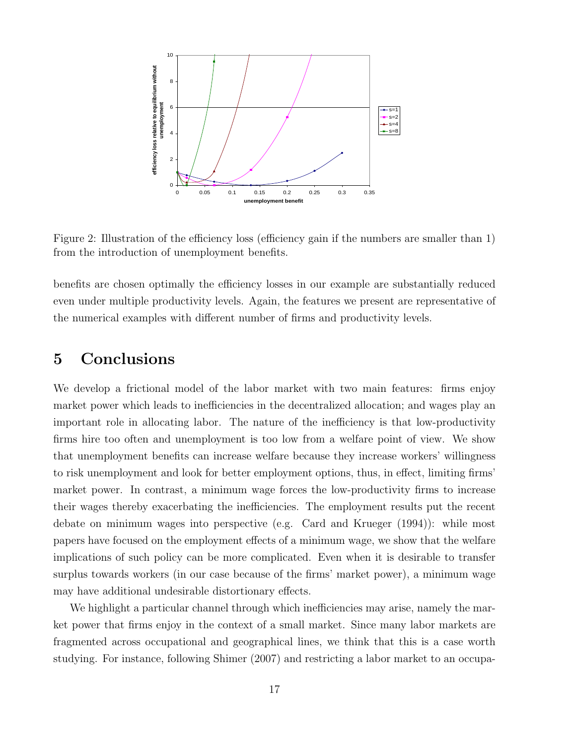Figure 2: Illustration of the efficiency loss (efficiency gain if the numbers are smaller than 1) from the introduction of unemployment benefits.

benefits are chosen optimally the efficiency losses in our example are substantially reduced even under multiple productivity levels. Again, the features we present are representative of the numerical examples with different number of firms and productivity levels.

# 5 Conclusions

We develop a frictional model of the labor market with two main features: firms enjoy market power which leads to inefficiencies in the decentralized allocation; and wages play an important role in allocating labor. The nature of the inefficiency is that low-productivity firms hire too often and unemployment is too low from a welfare point of view. We show that unemployment benefits can increase welfare because they increase workers' willingness to risk unemployment and look for better employment options, thus, in effect, limiting firms' market power. In contrast, a minimum wage forces the low-productivity firms to increase their wages thereby exacerbating the inefficiencies. The employment results put the recent debate on minimum wages into perspective (e.g. Card and Krueger (1994)): while most papers have focused on the employment effects of a minimum wage, we show that the welfare implications of such policy can be more complicated. Even when it is desirable to transfer surplus towards workers (in our case because of the firms' market power), a minimum wage may have additional undesirable distortionary effects.

We highlight a particular channel through which inefficiencies may arise, namely the market power that firms enjoy in the context of a small market. Since many labor markets are fragmented across occupational and geographical lines, we think that this is a case worth studying. For instance, following Shimer (2007) and restricting a labor market to an occupa-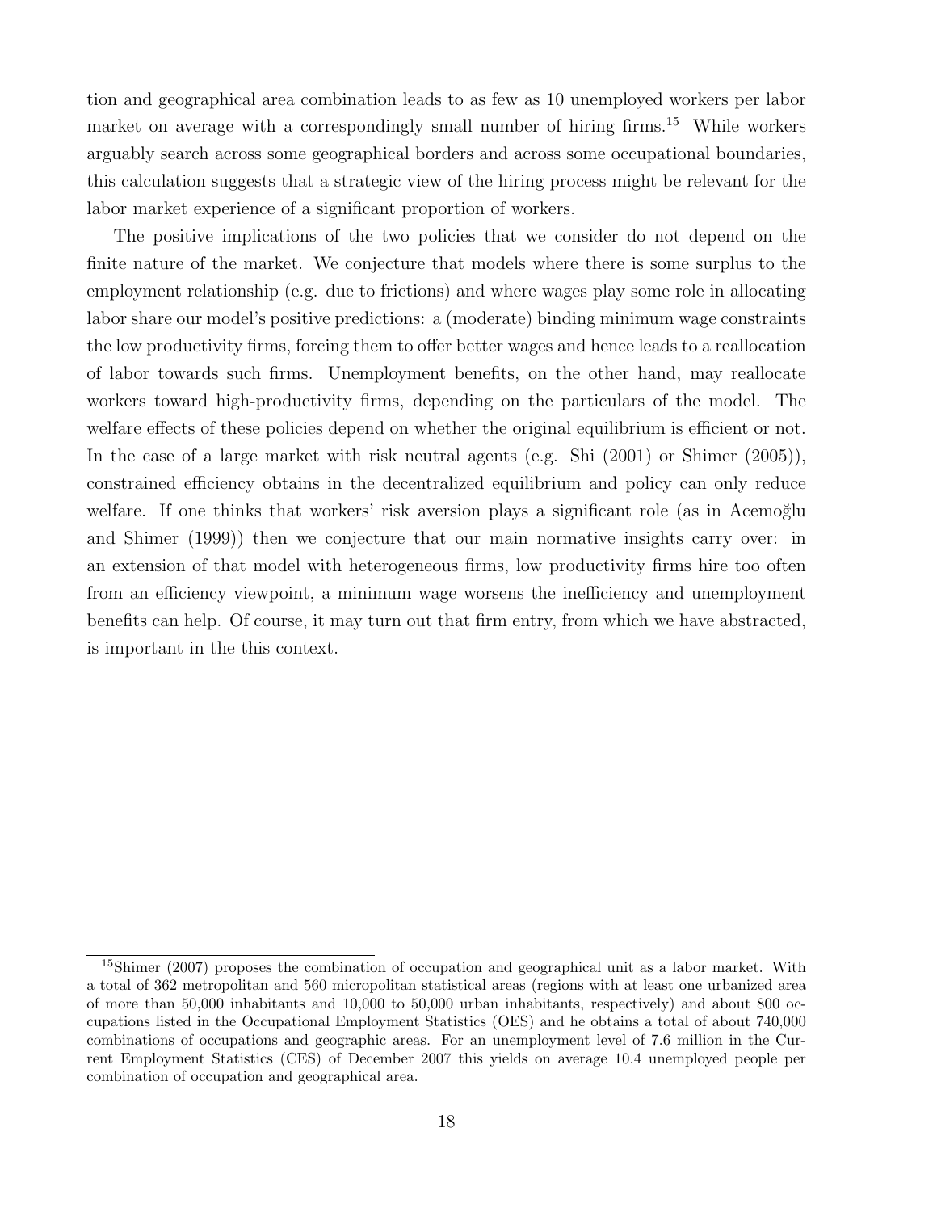tion and geographical area combination leads to as few as 10 unemployed workers per labor market on average with a correspondingly small number of hiring firms.[15] While workers arguably search across some geographical borders and across some occupational boundaries, this calculation suggests that a strategic view of the hiring process might be relevant for the labor market experience of a significant proportion of workers.

The positive implications of the two policies that we consider do not depend on the finite nature of the market. We conjecture that models where there is some surplus to the employment relationship (e.g. due to frictions) and where wages play some role in allocating labor share our model's positive predictions: a (moderate) binding minimum wage constraints the low productivity firms, forcing them to offer better wages and hence leads to a reallocation of labor towards such firms. Unemployment benefits, on the other hand, may reallocate workers toward high-productivity firms, depending on the particulars of the model. The welfare effects of these policies depend on whether the original equilibrium is efficient or not. In the case of a large market with risk neutral agents (e.g. Shi (2001) or Shimer (2005)), constrained efficiency obtains in the decentralized equilibrium and policy can only reduce welfare. If one thinks that workers' risk aversion plays a significant role (as in Acemoğlu and Shimer (1999)) then we conjecture that our main normative insights carry over: in an extension of that model with heterogeneous firms, low productivity firms hire too often from an efficiency viewpoint, a minimum wage worsens the inefficiency and unemployment benefits can help. Of course, it may turn out that firm entry, from which we have abstracted, is important in the this context.

[15] Shimer (2007) proposes the combination of occupation and geographical unit as a labor market. With a total of 362 metropolitan and 560 micropolitan statistical areas (regions with at least one urbanized area of more than 50,000 inhabitants and 10,000 to 50,000 urban inhabitants, respectively) and about 800 occupations listed in the Occupational Employment Statistics (OES) and he obtains a total of about 740,000 combinations of occupations and geographic areas. For an unemployment level of 7.6 million in the Current Employment Statistics (CES) of December 2007 this yields on average 10.4 unemployed people per combination of occupation and geographical area.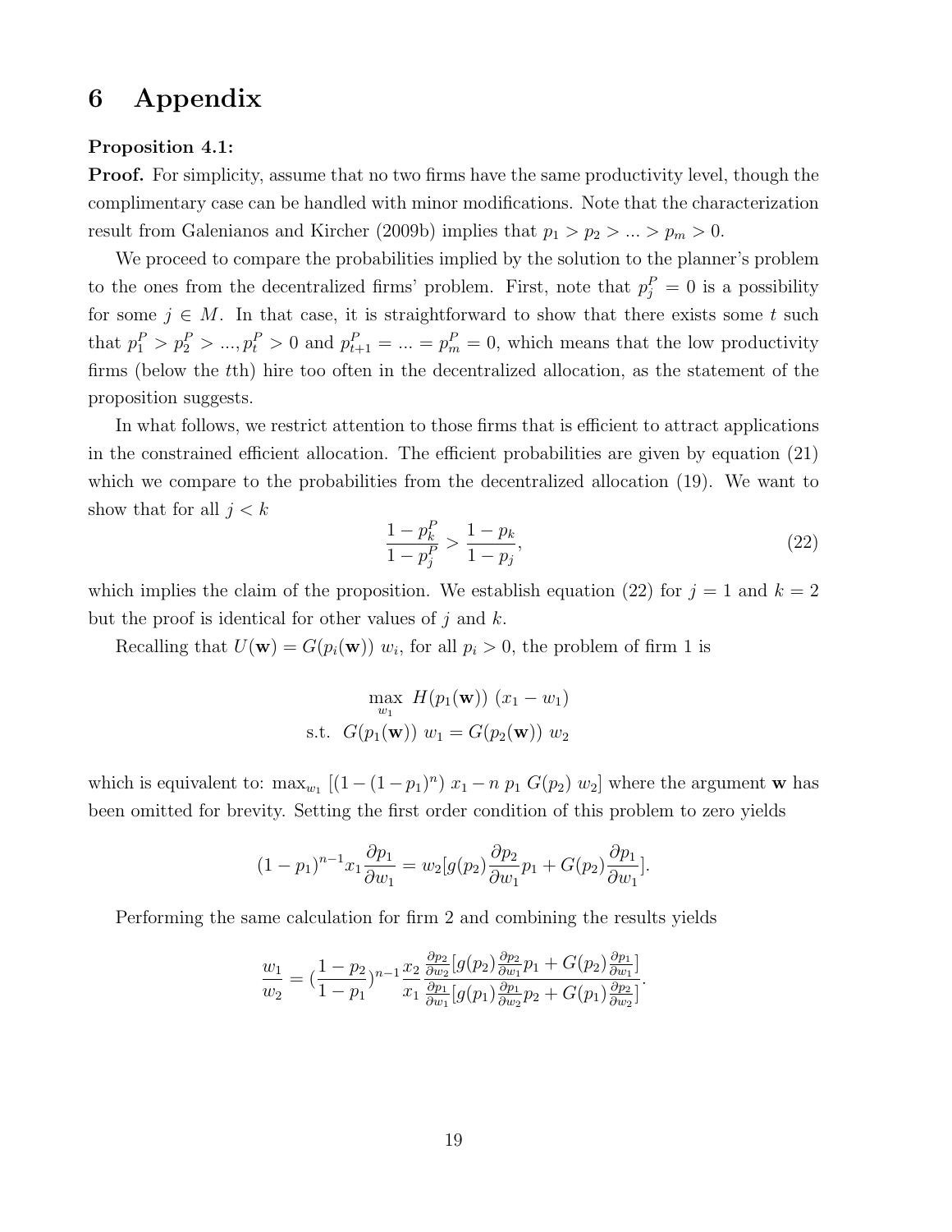# 6 Appendix

**Proposition 4.1:**

**Proof.** For simplicity, assume that no two firms have the same productivity level, though the complimentary case can be handled with minor modifications. Note that the characterization result from Galenianos and Kircher (2009b) implies that $p_1 > p_2 > ... > p_m > 0$.

We proceed to compare the probabilities implied by the solution to the planner's problem to the ones from the decentralized firms' problem. First, note that $p_j^P = 0$ is a possibility for some $j \in M$. In that case, it is straightforward to show that there exists some $t$ such that $p_1^P > p_2^P > ..., p_t^P > 0$ and $p_{t+1}^P = ... = p_m^P = 0$, which means that the low productivity firms (below the $t$th) hire too often in the decentralized allocation, as the statement of the proposition suggests.

In what follows, we restrict attention to those firms that is efficient to attract applications in the constrained efficient allocation. The efficient probabilities are given by equation (21) which we compare to the probabilities from the decentralized allocation (19). We want to show that for all $j < k$

$$\frac{1 - p_k^P}{1 - p_j^P} > \frac{1 - p_k}{1 - p_j}, \tag{22}$$

which implies the claim of the proposition. We establish equation (22) for $j = 1$ and $k = 2$ but the proof is identical for other values of $j$ and $k$.

Recalling that $U(\mathbf{w}) = G(p_i(\mathbf{w}))\ w_i$, for all $p_i > 0$, the problem of firm 1 is

$$\begin{aligned} &\max_{w_1}\ H(p_1(\mathbf{w}))\ (x_1 - w_1) \\ &\text{s.t. } G(p_1(\mathbf{w}))\ w_1 = G(p_2(\mathbf{w}))\ w_2 \end{aligned}$$

which is equivalent to: $\max_{w_1} [(1 - (1 - p_1)^n)\ x_1 - n\ p_1\ G(p_2)\ w_2]$ where the argument $\mathbf{w}$ has been omitted for brevity. Setting the first order condition of this problem to zero yields

$$(1 - p_1)^{n-1} x_1 \frac{\partial p_1}{\partial w_1} = w_2 [g(p_2) \frac{\partial p_2}{\partial w_1} p_1 + G(p_2) \frac{\partial p_1}{\partial w_1}].$$

Performing the same calculation for firm 2 and combining the results yields

$$\frac{w_1}{w_2} = (\frac{1 - p_2}{1 - p_1})^{n-1} \frac{x_2}{x_1} \frac{\frac{\partial p_2}{\partial w_2}[g(p_2) \frac{\partial p_2}{\partial w_1} p_1 + G(p_2) \frac{\partial p_1}{\partial w_1}]}{\frac{\partial p_1}{\partial w_1}[g(p_1) \frac{\partial p_1}{\partial w_2} p_2 + G(p_1) \frac{\partial p_2}{\partial w_2}]}.$$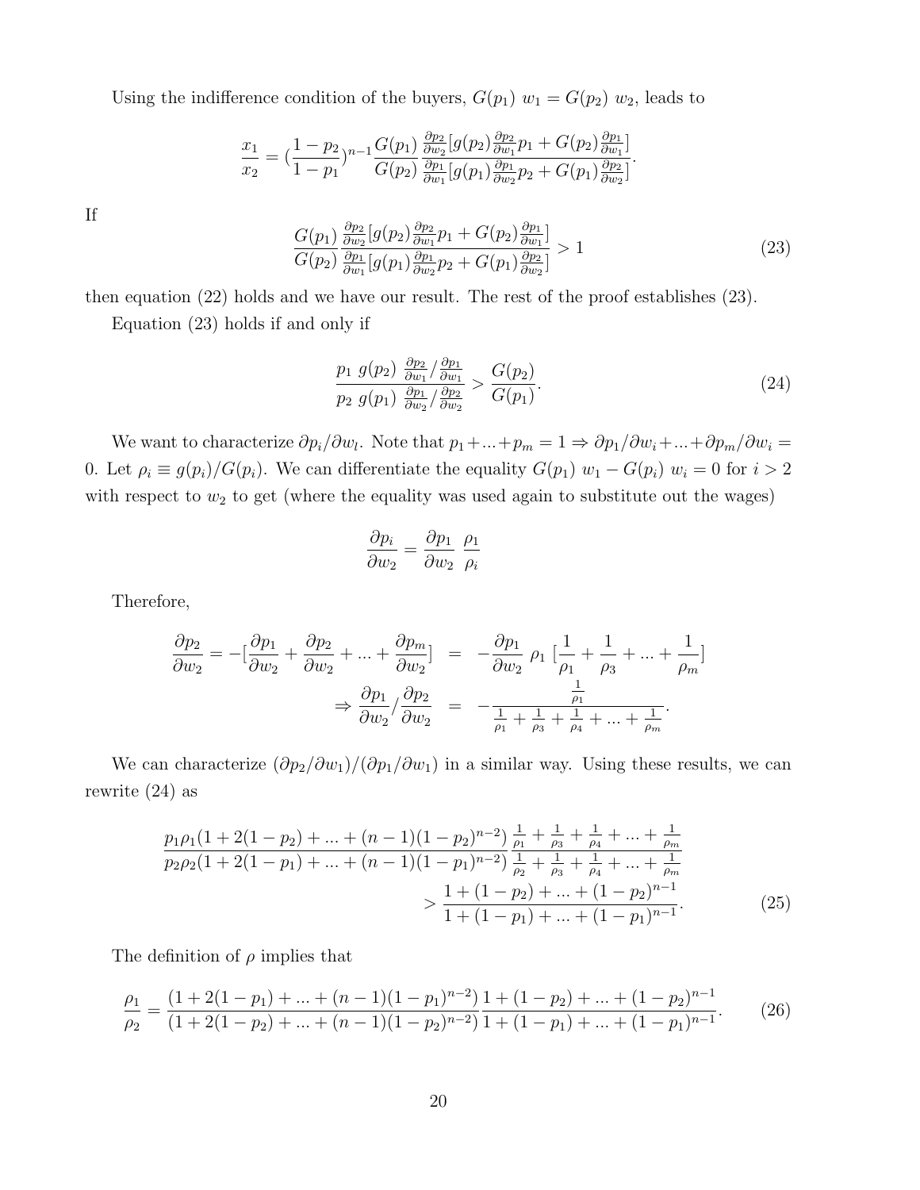Using the indifference condition of the buyers, $G(p_1)\ w_1 = G(p_2)\ w_2$, leads to

$$\frac{x_1}{x_2} = (\frac{1-p_2}{1-p_1})^{n-1} \frac{G(p_1)}{G(p_2)} \frac{\frac{\partial p_2}{\partial w_2}[g(p_2)\frac{\partial p_2}{\partial w_1}p_1 + G(p_2)\frac{\partial p_1}{\partial w_1}]}{\frac{\partial p_1}{\partial w_1}[g(p_1)\frac{\partial p_1}{\partial w_2}p_2 + G(p_1)\frac{\partial p_2}{\partial w_2}]}.$$

If

$$\frac{G(p_1)}{G(p_2)} \frac{\frac{\partial p_2}{\partial w_2}[g(p_2)\frac{\partial p_2}{\partial w_1}p_1 + G(p_2)\frac{\partial p_1}{\partial w_1}]}{\frac{\partial p_1}{\partial w_1}[g(p_1)\frac{\partial p_1}{\partial w_2}p_2 + G(p_1)\frac{\partial p_2}{\partial w_2}]} > 1 \tag{23}$$

then equation (22) holds and we have our result. The rest of the proof establishes (23).

Equation (23) holds if and only if

$$\frac{p_1\ g(p_2)\ \frac{\partial p_2}{\partial w_1}/\frac{\partial p_1}{\partial w_1}}{p_2\ g(p_1)\ \frac{\partial p_1}{\partial w_2}/\frac{\partial p_2}{\partial w_2}} > \frac{G(p_2)}{G(p_1)}. \tag{24}$$

We want to characterize $\partial p_i/\partial w_l$. Note that $p_1 + ... + p_m = 1 \Rightarrow \partial p_1/\partial w_i + ... + \partial p_m/\partial w_i = 0$. Let $\rho_i \equiv g(p_i)/G(p_i)$. We can differentiate the equality $G(p_1)\ w_1 - G(p_i)\ w_i = 0$ for $i > 2$ with respect to $w_2$ to get (where the equality was used again to substitute out the wages)

$$\frac{\partial p_i}{\partial w_2} = \frac{\partial p_1}{\partial w_2}\ \frac{\rho_1}{\rho_i}$$

Therefore,

$$\begin{aligned}
\frac{\partial p_2}{\partial w_2} = -[\frac{\partial p_1}{\partial w_2} + \frac{\partial p_2}{\partial w_2} + ... + \frac{\partial p_m}{\partial w_2}] &= -\frac{\partial p_1}{\partial w_2}\ \rho_1\ [\frac{1}{\rho_1} + \frac{1}{\rho_3} + ... + \frac{1}{\rho_m}] \\
\Rightarrow \frac{\partial p_1}{\partial w_2}/\frac{\partial p_2}{\partial w_2} &= -\frac{\frac{1}{\rho_1}}{\frac{1}{\rho_1} + \frac{1}{\rho_3} + \frac{1}{\rho_4} + ... + \frac{1}{\rho_m}}.
\end{aligned}$$

We can characterize $(\partial p_2/\partial w_1)/(\partial p_1/\partial w_1)$ in a similar way. Using these results, we can rewrite (24) as

$$\begin{aligned}
\frac{p_1\rho_1(1 + 2(1-p_2) + ... + (n-1)(1-p_2)^{n-2})}{p_2\rho_2(1 + 2(1-p_1) + ... + (n-1)(1-p_1)^{n-2})} \frac{\frac{1}{\rho_1} + \frac{1}{\rho_3} + \frac{1}{\rho_4} + ... + \frac{1}{\rho_m}}{\frac{1}{\rho_2} + \frac{1}{\rho_3} + \frac{1}{\rho_4} + ... + \frac{1}{\rho_m}} \\
> \frac{1 + (1-p_2) + ... + (1-p_2)^{n-1}}{1 + (1-p_1) + ... + (1-p_1)^{n-1}}.
\end{aligned} \tag{25}$$

The definition of $\rho$ implies that

$$\frac{\rho_1}{\rho_2} = \frac{(1 + 2(1-p_1) + ... + (n-1)(1-p_1)^{n-2})}{(1 + 2(1-p_2) + ... + (n-1)(1-p_2)^{n-2})} \frac{1 + (1-p_2) + ... + (1-p_2)^{n-1}}{1 + (1-p_1) + ... + (1-p_1)^{n-1}}. \tag{26}$$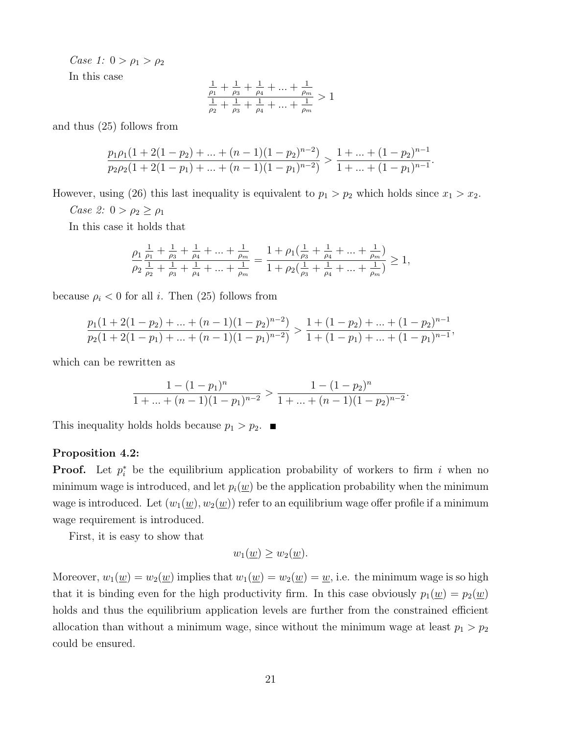*Case 1:* $0 > \rho_1 > \rho_2$

In this case

$$\frac{\frac{1}{\rho_1} + \frac{1}{\rho_3} + \frac{1}{\rho_4} + ... + \frac{1}{\rho_m}}{\frac{1}{\rho_2} + \frac{1}{\rho_3} + \frac{1}{\rho_4} + ... + \frac{1}{\rho_m}} > 1$$

and thus (25) follows from

$$\frac{p_1\rho_1(1 + 2(1-p_2) + ... + (n-1)(1-p_2)^{n-2})}{p_2\rho_2(1 + 2(1-p_1) + ... + (n-1)(1-p_1)^{n-2})} > \frac{1 + ... + (1-p_2)^{n-1}}{1 + ... + (1-p_1)^{n-1}}.$$

However, using (26) this last inequality is equivalent to $p_1 > p_2$ which holds since $x_1 > x_2$.

*Case 2:* $0 > \rho_2 \geq \rho_1$

In this case it holds that

$$\frac{\rho_1}{\rho_2}\frac{\frac{1}{\rho_1} + \frac{1}{\rho_3} + \frac{1}{\rho_4} + ... + \frac{1}{\rho_m}}{\frac{1}{\rho_2} + \frac{1}{\rho_3} + \frac{1}{\rho_4} + ... + \frac{1}{\rho_m}} = \frac{1 + \rho_1(\frac{1}{\rho_3} + \frac{1}{\rho_4} + ... + \frac{1}{\rho_m})}{1 + \rho_2(\frac{1}{\rho_3} + \frac{1}{\rho_4} + ... + \frac{1}{\rho_m})} \geq 1,$$

because $\rho_i < 0$ for all $i$. Then (25) follows from

$$\frac{p_1(1 + 2(1-p_2) + ... + (n-1)(1-p_2)^{n-2})}{p_2(1 + 2(1-p_1) + ... + (n-1)(1-p_1)^{n-2})} > \frac{1 + (1-p_2) + ... + (1-p_2)^{n-1}}{1 + (1-p_1) + ... + (1-p_1)^{n-1}},$$

which can be rewritten as

$$\frac{1-(1-p_1)^n}{1 + ... + (n-1)(1-p_1)^{n-2}} > \frac{1-(1-p_2)^n}{1 + ... + (n-1)(1-p_2)^{n-2}}.$$

This inequality holds holds because $p_1 > p_2$. ■

**Proposition 4.2:**

**Proof.** Let $p_i^*$ be the equilibrium application probability of workers to firm $i$ when no minimum wage is introduced, and let $p_i(\underline{w})$ be the application probability when the minimum wage is introduced. Let $(w_1(\underline{w}), w_2(\underline{w}))$ refer to an equilibrium wage offer profile if a minimum wage requirement is introduced.

First, it is easy to show that

$$w_1(\underline{w}) \geq w_2(\underline{w}).$$

Moreover, $w_1(\underline{w}) = w_2(\underline{w})$ implies that $w_1(\underline{w}) = w_2(\underline{w}) = \underline{w}$, i.e. the minimum wage is so high that it is binding even for the high productivity firm. In this case obviously $p_1(\underline{w}) = p_2(\underline{w})$ holds and thus the equilibrium application levels are further from the constrained efficient allocation than without a minimum wage, since without the minimum wage at least $p_1 > p_2$ could be ensured.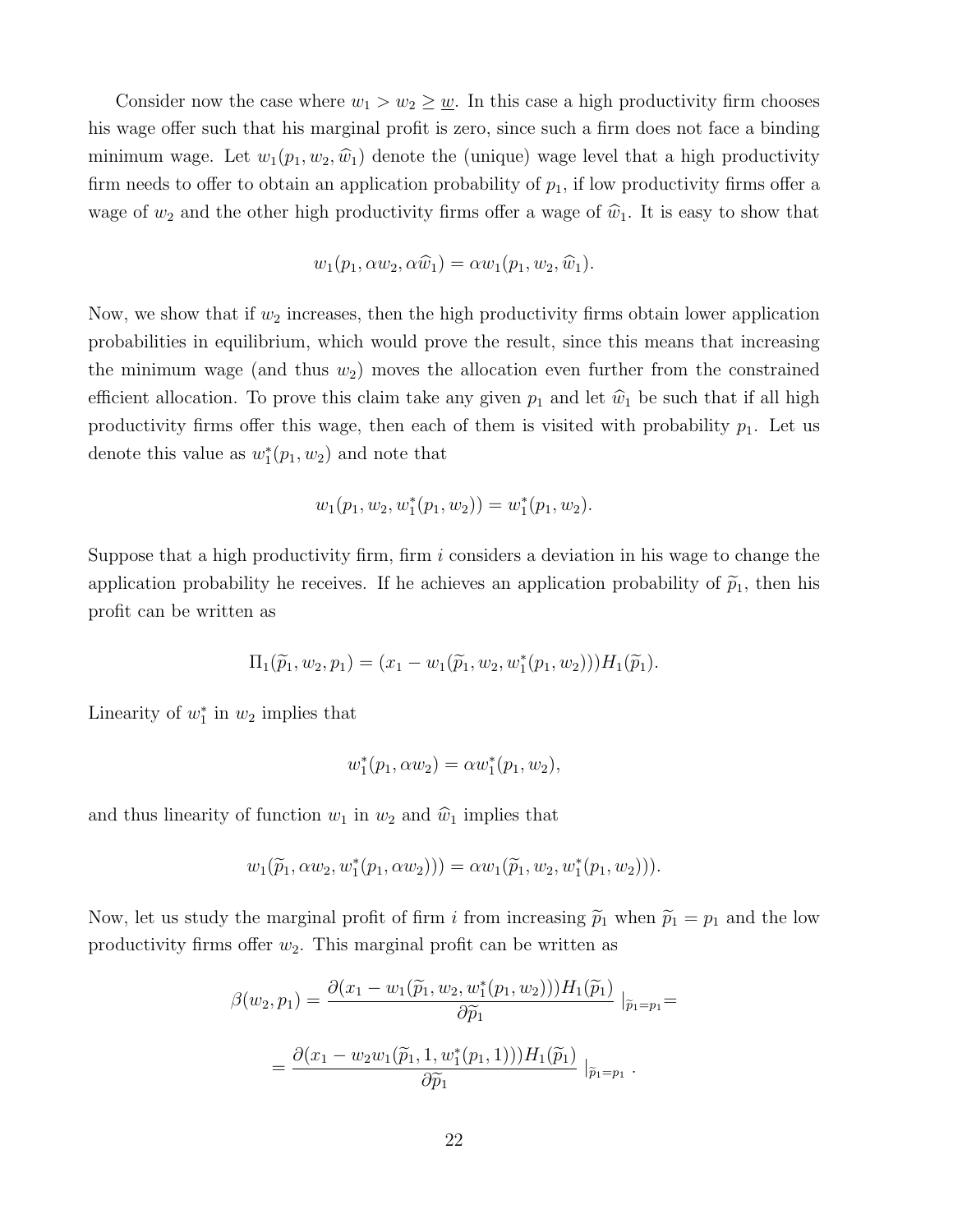Consider now the case where $w_1 > w_2 \geq \underline{w}$. In this case a high productivity firm chooses his wage offer such that his marginal profit is zero, since such a firm does not face a binding minimum wage. Let $w_1(p_1, w_2, \widehat{w}_1)$ denote the (unique) wage level that a high productivity firm needs to offer to obtain an application probability of $p_1$, if low productivity firms offer a wage of $w_2$ and the other high productivity firms offer a wage of $\widehat{w}_1$. It is easy to show that

$$w_1(p_1, \alpha w_2, \alpha \widehat{w}_1) = \alpha w_1(p_1, w_2, \widehat{w}_1).$$

Now, we show that if $w_2$ increases, then the high productivity firms obtain lower application probabilities in equilibrium, which would prove the result, since this means that increasing the minimum wage (and thus $w_2$) moves the allocation even further from the constrained efficient allocation. To prove this claim take any given $p_1$ and let $\widehat{w}_1$ be such that if all high productivity firms offer this wage, then each of them is visited with probability $p_1$. Let us denote this value as $w_1^*(p_1, w_2)$ and note that

$$w_1(p_1, w_2, w_1^*(p_1, w_2)) = w_1^*(p_1, w_2).$$

Suppose that a high productivity firm, firm $i$ considers a deviation in his wage to change the application probability he receives. If he achieves an application probability of $\widetilde{p}_1$, then his profit can be written as

$$\Pi_1(\widetilde{p}_1, w_2, p_1) = (x_1 - w_1(\widetilde{p}_1, w_2, w_1^*(p_1, w_2)))H_1(\widetilde{p}_1).$$

Linearity of $w_1^*$ in $w_2$ implies that

$$w_1^*(p_1, \alpha w_2) = \alpha w_1^*(p_1, w_2),$$

and thus linearity of function $w_1$ in $w_2$ and $\widehat{w}_1$ implies that

$$w_1(\widetilde{p}_1, \alpha w_2, w_1^*(p_1, \alpha w_2))) = \alpha w_1(\widetilde{p}_1, w_2, w_1^*(p_1, w_2))).$$

Now, let us study the marginal profit of firm $i$ from increasing $\widetilde{p}_1$ when $\widetilde{p}_1 = p_1$ and the low productivity firms offer $w_2$. This marginal profit can be written as

$$\beta(w_2, p_1) = \frac{\partial(x_1 - w_1(\widetilde{p}_1, w_2, w_1^*(p_1, w_2)))H_1(\widetilde{p}_1)}{\partial \widetilde{p}_1} \mid_{\widetilde{p}_1 = p_1} =$$

$$= \frac{\partial(x_1 - w_2 w_1(\widetilde{p}_1, 1, w_1^*(p_1, 1)))H_1(\widetilde{p}_1)}{\partial \widetilde{p}_1} \mid_{\widetilde{p}_1 = p_1} .$$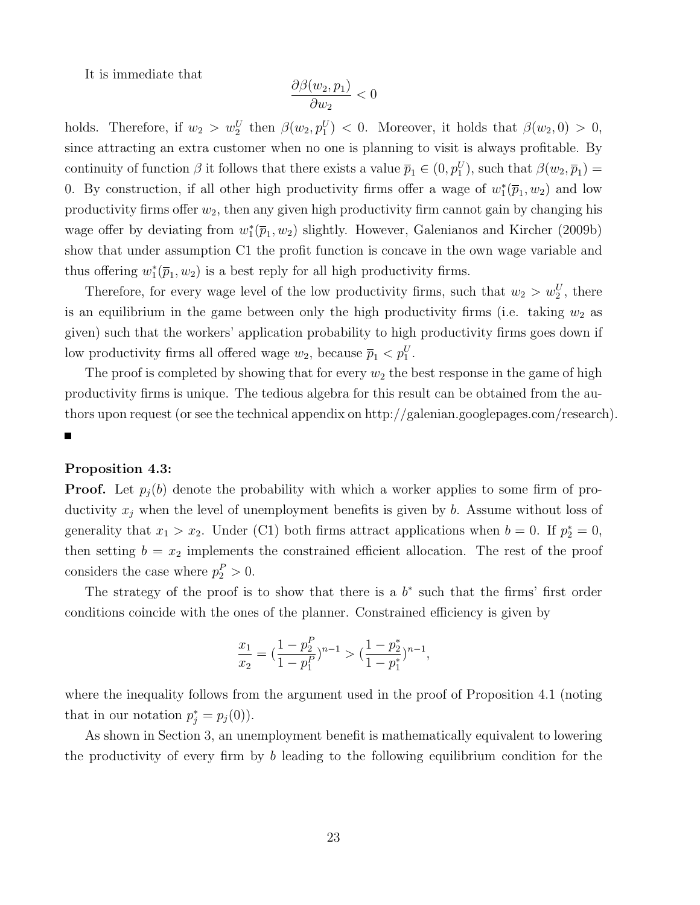It is immediate that

$$\frac{\partial \beta(w_2, p_1)}{\partial w_2} < 0$$

holds. Therefore, if $w_2 > w_2^U$ then $\beta(w_2, p_1^U) < 0$. Moreover, it holds that $\beta(w_2, 0) > 0$, since attracting an extra customer when no one is planning to visit is always profitable. By continuity of function $\beta$ it follows that there exists a value $\overline{p}_1 \in (0, p_1^U)$, such that $\beta(w_2, \overline{p}_1) = 0$. By construction, if all other high productivity firms offer a wage of $w_1^*(\overline{p}_1, w_2)$ and low productivity firms offer $w_2$, then any given high productivity firm cannot gain by changing his wage offer by deviating from $w_1^*(\overline{p}_1, w_2)$ slightly. However, Galenianos and Kircher (2009b) show that under assumption C1 the profit function is concave in the own wage variable and thus offering $w_1^*(\overline{p}_1, w_2)$ is a best reply for all high productivity firms.

Therefore, for every wage level of the low productivity firms, such that $w_2 > w_2^U$, there is an equilibrium in the game between only the high productivity firms (i.e. taking $w_2$ as given) such that the workers' application probability to high productivity firms goes down if low productivity firms all offered wage $w_2$, because $\overline{p}_1 < p_1^U$.

The proof is completed by showing that for every $w_2$ the best response in the game of high productivity firms is unique. The tedious algebra for this result can be obtained from the authors upon request (or see the technical appendix on http://galenian.googlepages.com/research). ■

**Proposition 4.3:**

**Proof.** Let $p_j(b)$ denote the probability with which a worker applies to some firm of productivity $x_j$ when the level of unemployment benefits is given by $b$. Assume without loss of generality that $x_1 > x_2$. Under (C1) both firms attract applications when $b = 0$. If $p_2^* = 0$, then setting $b = x_2$ implements the constrained efficient allocation. The rest of the proof considers the case where $p_2^P > 0$.

The strategy of the proof is to show that there is a $b^*$ such that the firms' first order conditions coincide with the ones of the planner. Constrained efficiency is given by

$$\frac{x_1}{x_2} = (\frac{1 - p_2^P}{1 - p_1^P})^{n-1} > (\frac{1 - p_2^*}{1 - p_1^*})^{n-1},$$

where the inequality follows from the argument used in the proof of Proposition 4.1 (noting that in our notation $p_j^* = p_j(0)$).

As shown in Section 3, an unemployment benefit is mathematically equivalent to lowering the productivity of every firm by $b$ leading to the following equilibrium condition for the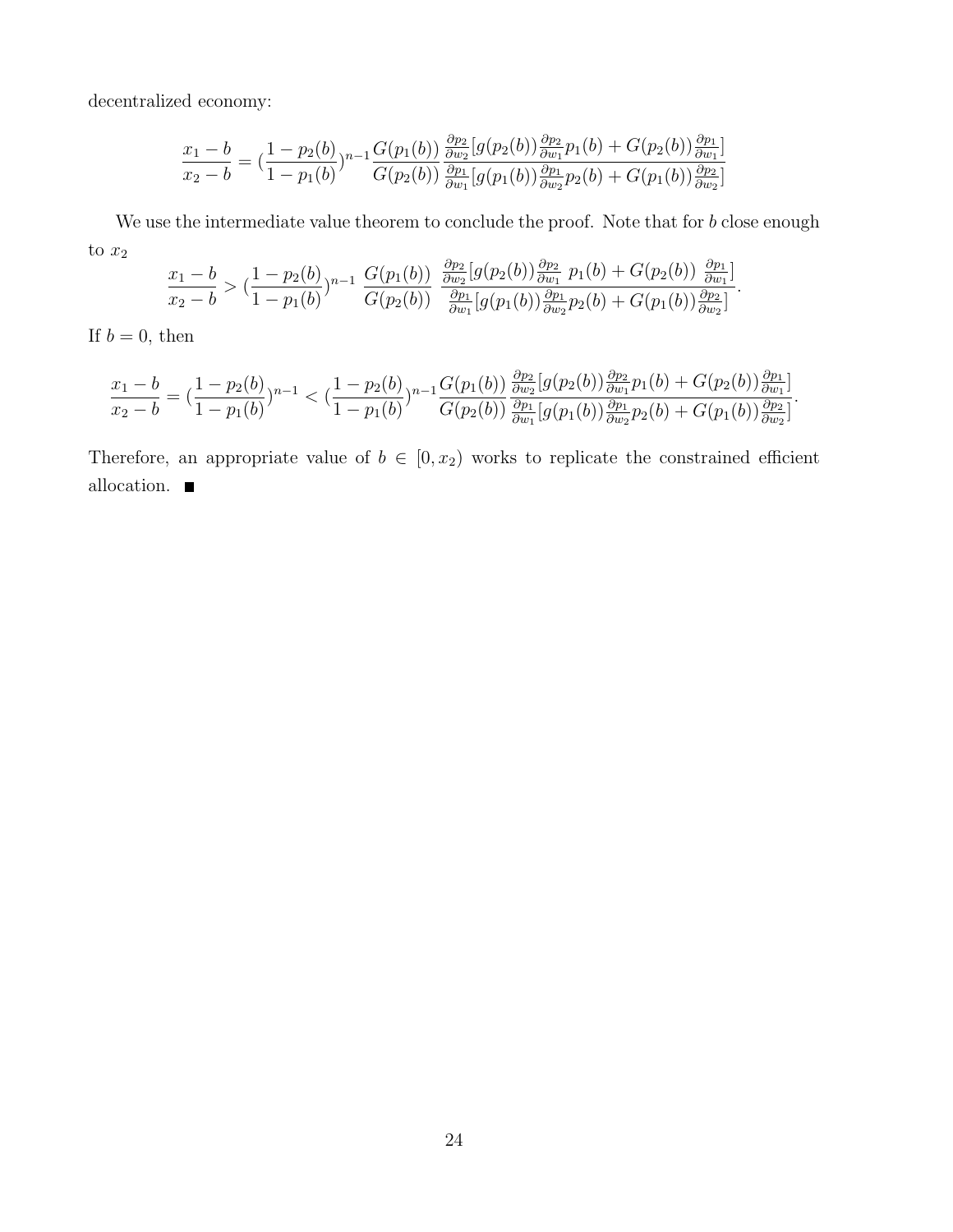decentralized economy:

$$\frac{x_1 - b}{x_2 - b} = (\frac{1 - p_2(b)}{1 - p_1(b)})^{n-1} \frac{G(p_1(b))}{G(p_2(b))} \frac{\frac{\partial p_2}{\partial w_2}[g(p_2(b))\frac{\partial p_2}{\partial w_1} p_1(b) + G(p_2(b))\frac{\partial p_1}{\partial w_1}]}{\frac{\partial p_1}{\partial w_1}[g(p_1(b))\frac{\partial p_1}{\partial w_2} p_2(b) + G(p_1(b))\frac{\partial p_2}{\partial w_2}]}$$

We use the intermediate value theorem to conclude the proof. Note that for $b$ close enough to $x_2$

$$\frac{x_1 - b}{x_2 - b} > (\frac{1 - p_2(b)}{1 - p_1(b)})^{n-1} \frac{G(p_1(b))}{G(p_2(b))} \frac{\frac{\partial p_2}{\partial w_2}[g(p_2(b))\frac{\partial p_2}{\partial w_1} p_1(b) + G(p_2(b))\frac{\partial p_1}{\partial w_1}]}{\frac{\partial p_1}{\partial w_1}[g(p_1(b))\frac{\partial p_1}{\partial w_2} p_2(b) + G(p_1(b))\frac{\partial p_2}{\partial w_2}]}.$$

If $b = 0$, then

$$\frac{x_1 - b}{x_2 - b} = (\frac{1 - p_2(b)}{1 - p_1(b)})^{n-1} < (\frac{1 - p_2(b)}{1 - p_1(b)})^{n-1} \frac{G(p_1(b))}{G(p_2(b))} \frac{\frac{\partial p_2}{\partial w_2}[g(p_2(b))\frac{\partial p_2}{\partial w_1} p_1(b) + G(p_2(b))\frac{\partial p_1}{\partial w_1}]}{\frac{\partial p_1}{\partial w_1}[g(p_1(b))\frac{\partial p_1}{\partial w_2} p_2(b) + G(p_1(b))\frac{\partial p_2}{\partial w_2}]}.$$

Therefore, an appropriate value of $b \in [0, x_2)$ works to replicate the constrained efficient allocation. ■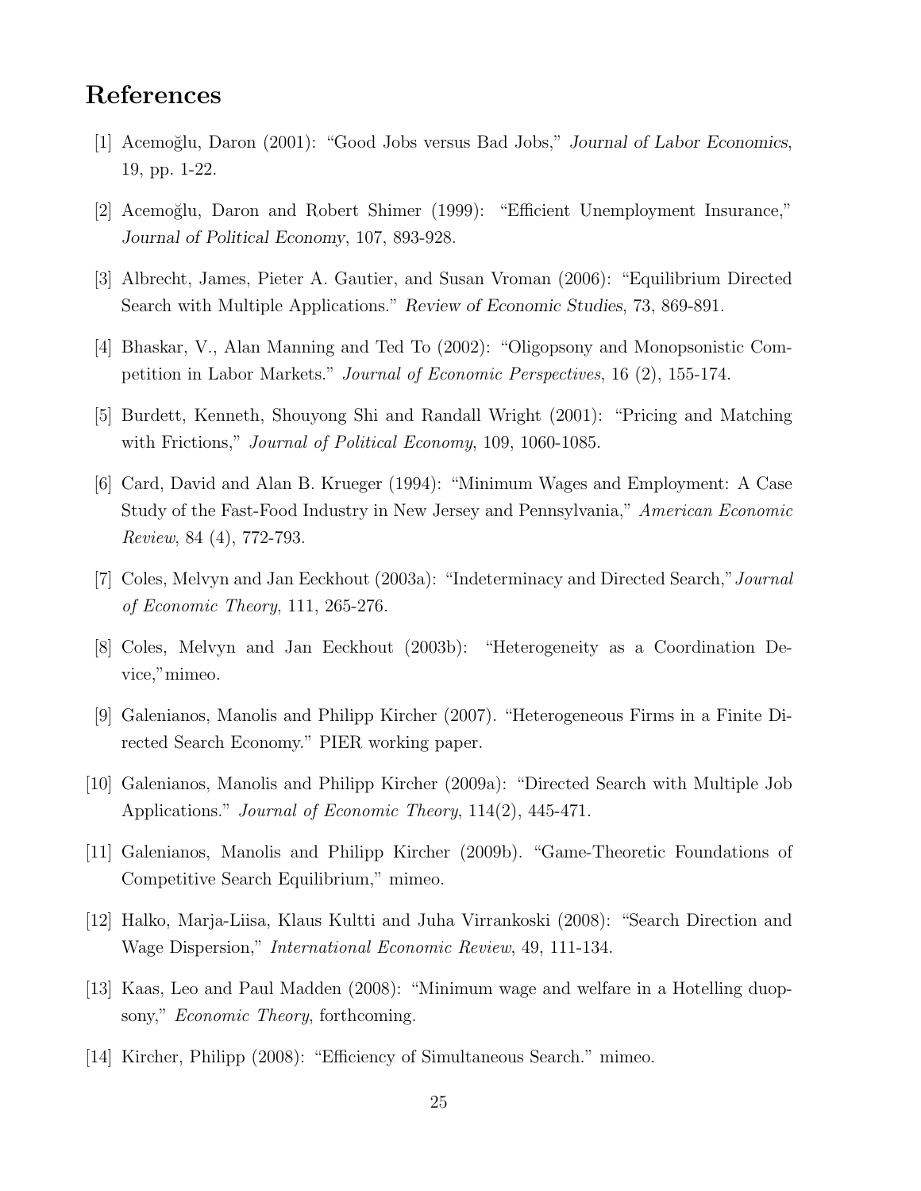# References

[1] Acemoğlu, Daron (2001): "Good Jobs versus Bad Jobs," *Journal of Labor Economics*, 19, pp. 1-22.

[2] Acemoğlu, Daron and Robert Shimer (1999): "Efficient Unemployment Insurance," *Journal of Political Economy*, 107, 893-928.

[3] Albrecht, James, Pieter A. Gautier, and Susan Vroman (2006): "Equilibrium Directed Search with Multiple Applications." *Review of Economic Studies*, 73, 869-891.

[4] Bhaskar, V., Alan Manning and Ted To (2002): "Oligopsony and Monopsonistic Competition in Labor Markets." *Journal of Economic Perspectives*, 16 (2), 155-174.

[5] Burdett, Kenneth, Shouyong Shi and Randall Wright (2001): "Pricing and Matching with Frictions," *Journal of Political Economy*, 109, 1060-1085.

[6] Card, David and Alan B. Krueger (1994): "Minimum Wages and Employment: A Case Study of the Fast-Food Industry in New Jersey and Pennsylvania," *American Economic Review*, 84 (4), 772-793.

[7] Coles, Melvyn and Jan Eeckhout (2003a): "Indeterminacy and Directed Search,"*Journal of Economic Theory*, 111, 265-276.

[8] Coles, Melvyn and Jan Eeckhout (2003b): "Heterogeneity as a Coordination Device,"mimeo.

[9] Galenianos, Manolis and Philipp Kircher (2007). "Heterogeneous Firms in a Finite Directed Search Economy." PIER working paper.

[10] Galenianos, Manolis and Philipp Kircher (2009a): "Directed Search with Multiple Job Applications." *Journal of Economic Theory*, 114(2), 445-471.

[11] Galenianos, Manolis and Philipp Kircher (2009b). "Game-Theoretic Foundations of Competitive Search Equilibrium," mimeo.

[12] Halko, Marja-Liisa, Klaus Kultti and Juha Virrankoski (2008): "Search Direction and Wage Dispersion," *International Economic Review*, 49, 111-134.

[13] Kaas, Leo and Paul Madden (2008): "Minimum wage and welfare in a Hotelling duopsony," *Economic Theory*, forthcoming.

[14] Kircher, Philipp (2008): "Efficiency of Simultaneous Search." mimeo.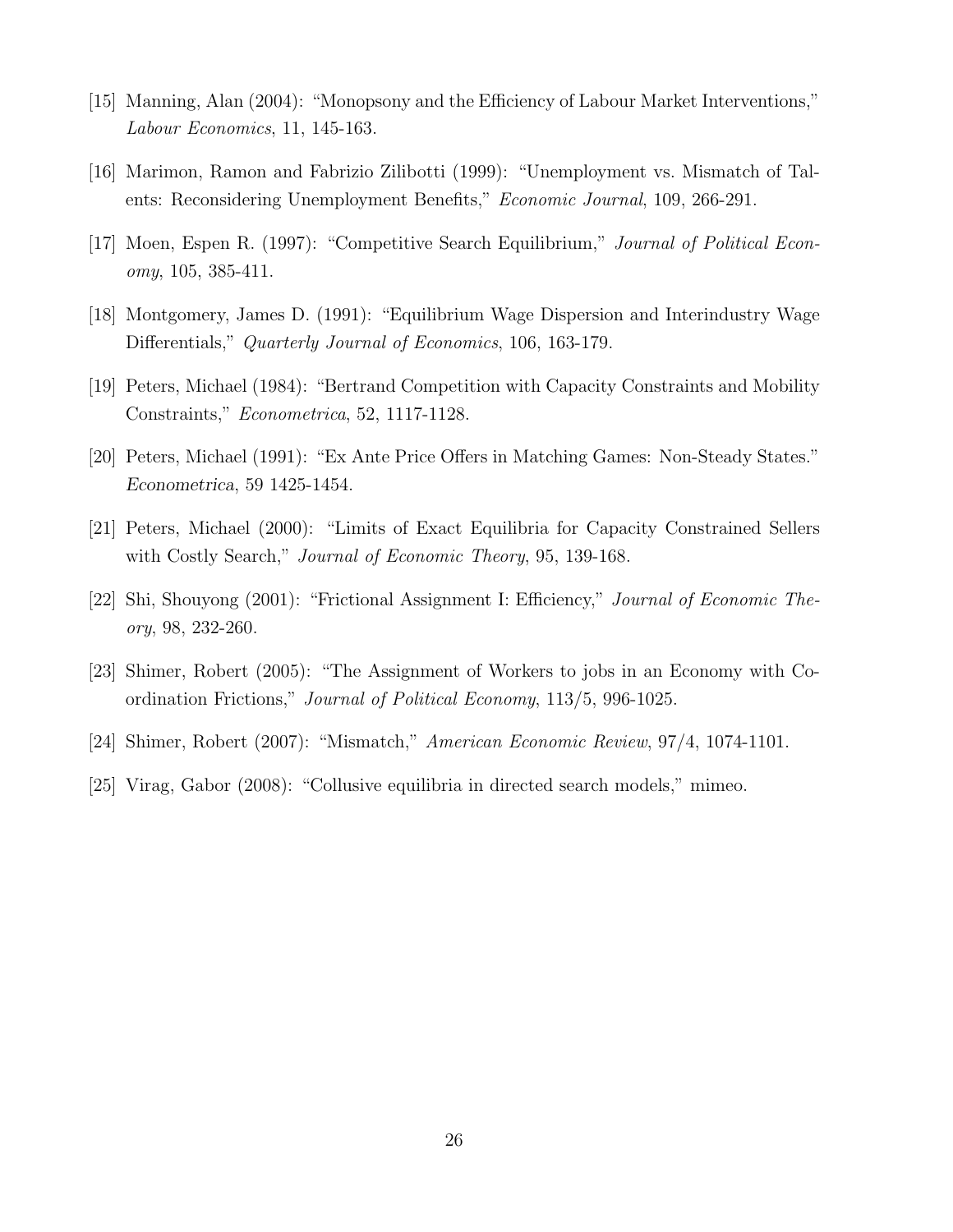[15] Manning, Alan (2004): "Monopsony and the Efficiency of Labour Market Interventions," *Labour Economics*, 11, 145-163.

[16] Marimon, Ramon and Fabrizio Zilibotti (1999): "Unemployment vs. Mismatch of Talents: Reconsidering Unemployment Benefits," *Economic Journal*, 109, 266-291.

[17] Moen, Espen R. (1997): "Competitive Search Equilibrium," *Journal of Political Economy*, 105, 385-411.

[18] Montgomery, James D. (1991): "Equilibrium Wage Dispersion and Interindustry Wage Differentials," *Quarterly Journal of Economics*, 106, 163-179.

[19] Peters, Michael (1984): "Bertrand Competition with Capacity Constraints and Mobility Constraints," *Econometrica*, 52, 1117-1128.

[20] Peters, Michael (1991): "Ex Ante Price Offers in Matching Games: Non-Steady States." *Econometrica*, 59 1425-1454.

[21] Peters, Michael (2000): "Limits of Exact Equilibria for Capacity Constrained Sellers with Costly Search," *Journal of Economic Theory*, 95, 139-168.

[22] Shi, Shouyong (2001): "Frictional Assignment I: Efficiency," *Journal of Economic Theory*, 98, 232-260.

[23] Shimer, Robert (2005): "The Assignment of Workers to jobs in an Economy with Coordination Frictions," *Journal of Political Economy*, 113/5, 996-1025.

[24] Shimer, Robert (2007): "Mismatch," *American Economic Review*, 97/4, 1074-1101.

[25] Virag, Gabor (2008): "Collusive equilibria in directed search models," mimeo.